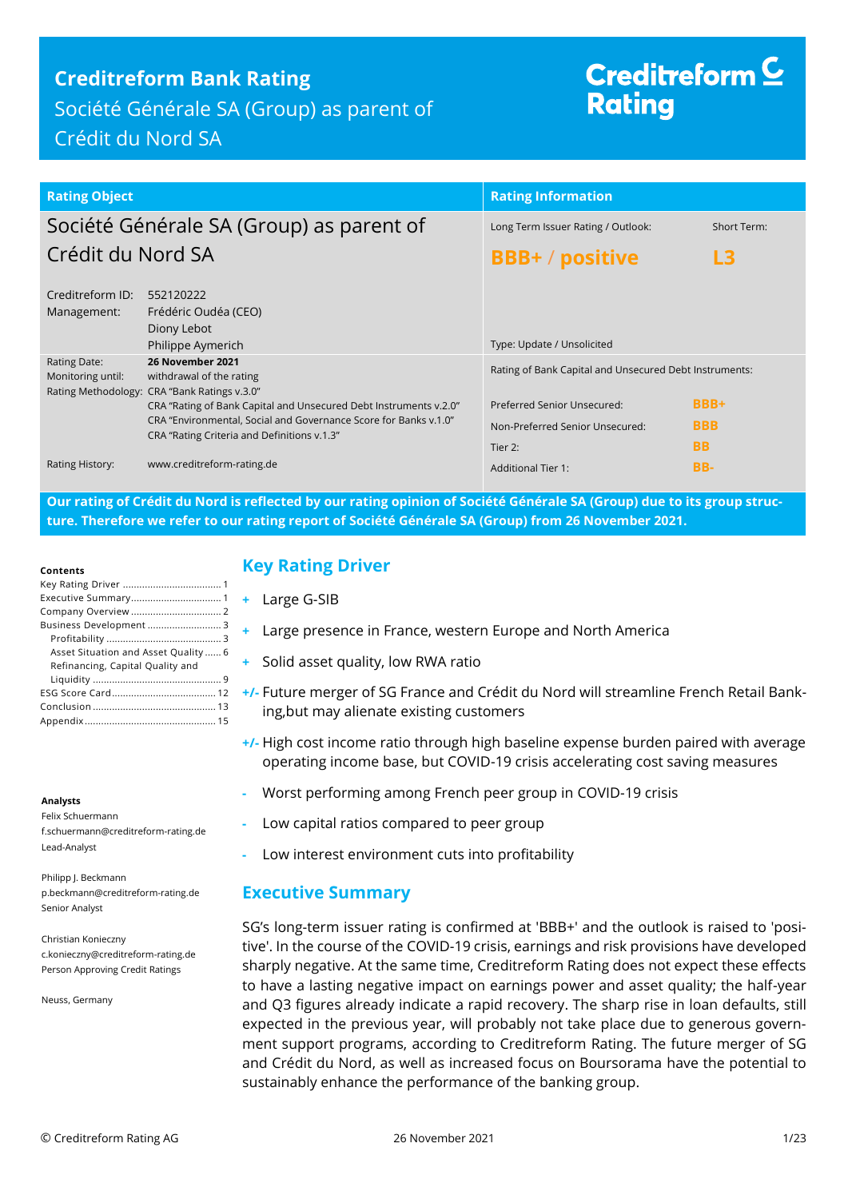# Creditreform Bank Rating

Société Générale SA (Group) as parent of Crédit du Nord SA

Creditreform Rating

| Rating Object | Rating Information | |
|---|---|---|
| Société Générale SA (Group) as parent of Crédit du Nord SA | Long Term Issuer Rating / Outlook: | Short Term: |
| | **BBB+ / positive** | **L3** |
| Creditreform ID: 552120222 | | |
| Management: Frédéric Oudéa (CEO), Diony Lebot, Philippe Aymerich | Type: Update / Unsolicited | |

| | |
|---|---|
| Rating Date: | **26 November 2021** |
| Monitoring until: | withdrawal of the rating |
| Rating Methodology: | CRA "Bank Ratings v.3.0"<br>CRA "Rating of Bank Capital and Unsecured Debt Instruments v.2.0"<br>CRA "Environmental, Social and Governance Score for Banks v.1.0"<br>CRA "Rating Criteria and Definitions v.1.3" |
| Rating History: | www.creditreform-rating.de |

Rating of Bank Capital and Unsecured Debt Instruments:

| | |
|---|---|
| Preferred Senior Unsecured: | BBB+ |
| Non-Preferred Senior Unsecured: | BBB |
| Tier 2: | BB |
| Additional Tier 1: | BB- |

**Our rating of Crédit du Nord is reflected by our rating opinion of Société Générale SA (Group) due to its group structure. Therefore we refer to our rating report of Société Générale SA (Group) from 26 November 2021.**

**Contents**

- Key Rating Driver ... 1
- Executive Summary ... 1
- Company Overview ... 2
- Business Development ... 3
  - Profitability ... 3
  - Asset Situation and Asset Quality ... 6
  - Refinancing, Capital Quality and Liquidity ... 9
- ESG Score Card ... 12
- Conclusion ... 13
- Appendix ... 15

**Analysts**

Felix Schuermann
f.schuermann@creditreform-rating.de
Lead-Analyst

Philipp J. Beckmann
p.beckmann@creditreform-rating.de
Senior Analyst

Christian Konieczny
c.konieczny@creditreform-rating.de
Person Approving Credit Ratings

Neuss, Germany

## Key Rating Driver

- \+ Large G-SIB
- \+ Large presence in France, western Europe and North America
- \+ Solid asset quality, low RWA ratio
- +/- Future merger of SG France and Crédit du Nord will streamline French Retail Banking,but may alienate existing customers
- +/- High cost income ratio through high baseline expense burden paired with average operating income base, but COVID-19 crisis accelerating cost saving measures
- \- Worst performing among French peer group in COVID-19 crisis
- \- Low capital ratios compared to peer group
- \- Low interest environment cuts into profitability

## Executive Summary

SG's long-term issuer rating is confirmed at 'BBB+' and the outlook is raised to 'positive'. In the course of the COVID-19 crisis, earnings and risk provisions have developed sharply negative. At the same time, Creditreform Rating does not expect these effects to have a lasting negative impact on earnings power and asset quality; the half-year and Q3 figures already indicate a rapid recovery. The sharp rise in loan defaults, still expected in the previous year, will probably not take place due to generous government support programs, according to Creditreform Rating. The future merger of SG and Crédit du Nord, as well as increased focus on Boursorama have the potential to sustainably enhance the performance of the banking group.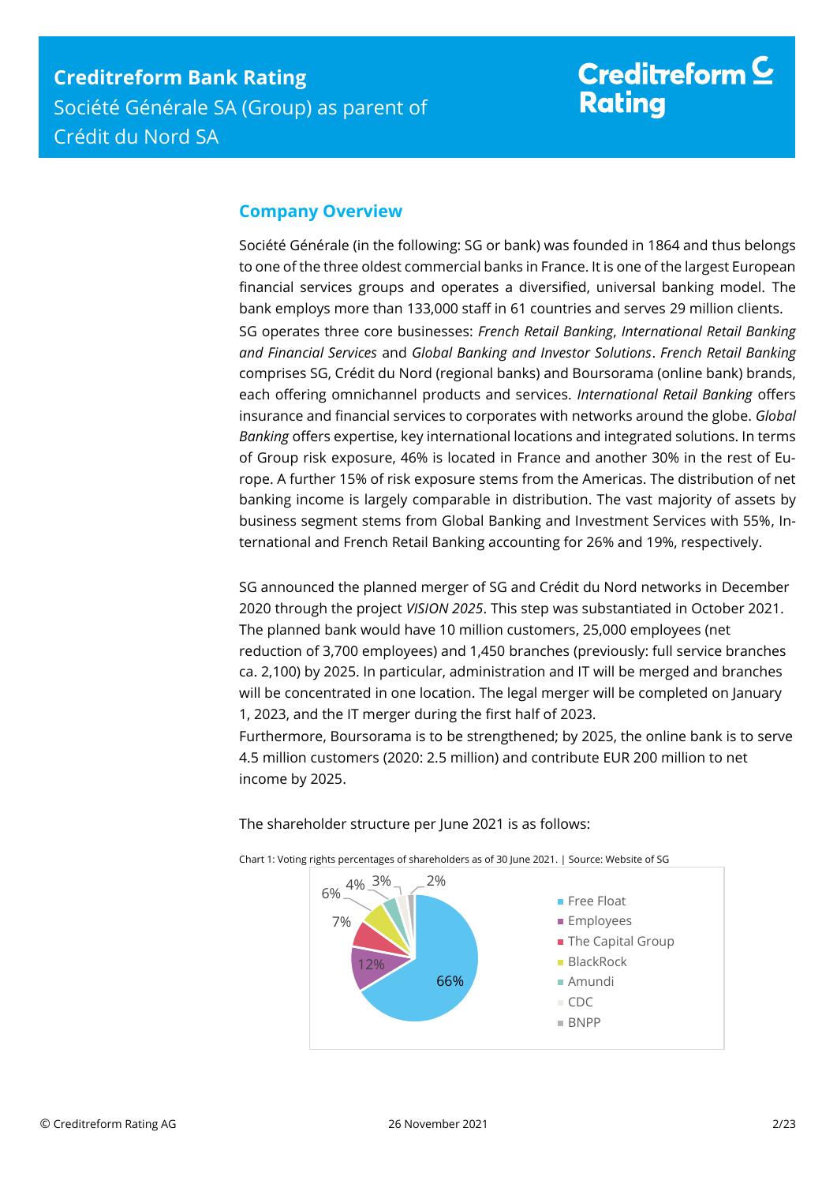## Company Overview

Société Générale (in the following: SG or bank) was founded in 1864 and thus belongs to one of the three oldest commercial banks in France. It is one of the largest European financial services groups and operates a diversified, universal banking model. The bank employs more than 133,000 staff in 61 countries and serves 29 million clients.

SG operates three core businesses: *French Retail Banking*, *International Retail Banking and Financial Services* and *Global Banking and Investor Solutions*. *French Retail Banking* comprises SG, Crédit du Nord (regional banks) and Boursorama (online bank) brands, each offering omnichannel products and services. *International Retail Banking* offers insurance and financial services to corporates with networks around the globe. *Global Banking* offers expertise, key international locations and integrated solutions. In terms of Group risk exposure, 46% is located in France and another 30% in the rest of Europe. A further 15% of risk exposure stems from the Americas. The distribution of net banking income is largely comparable in distribution. The vast majority of assets by business segment stems from Global Banking and Investment Services with 55%, International and French Retail Banking accounting for 26% and 19%, respectively.

SG announced the planned merger of SG and Crédit du Nord networks in December 2020 through the project *VISION 2025*. This step was substantiated in October 2021. The planned bank would have 10 million customers, 25,000 employees (net reduction of 3,700 employees) and 1,450 branches (previously: full service branches ca. 2,100) by 2025. In particular, administration and IT will be merged and branches will be concentrated in one location. The legal merger will be completed on January 1, 2023, and the IT merger during the first half of 2023.

Furthermore, Boursorama is to be strengthened; by 2025, the online bank is to serve 4.5 million customers (2020: 2.5 million) and contribute EUR 200 million to net income by 2025.

The shareholder structure per June 2021 is as follows:

Chart 1: Voting rights percentages of shareholders as of 30 June 2021. | Source: Website of SG

| Shareholder | Voting rights |
|---|---|
| Free Float | 66% |
| Employees | 12% |
| The Capital Group | 7% |
| BlackRock | 6% |
| Amundi | 4% |
| CDC | 3% |
| BNPP | 2% |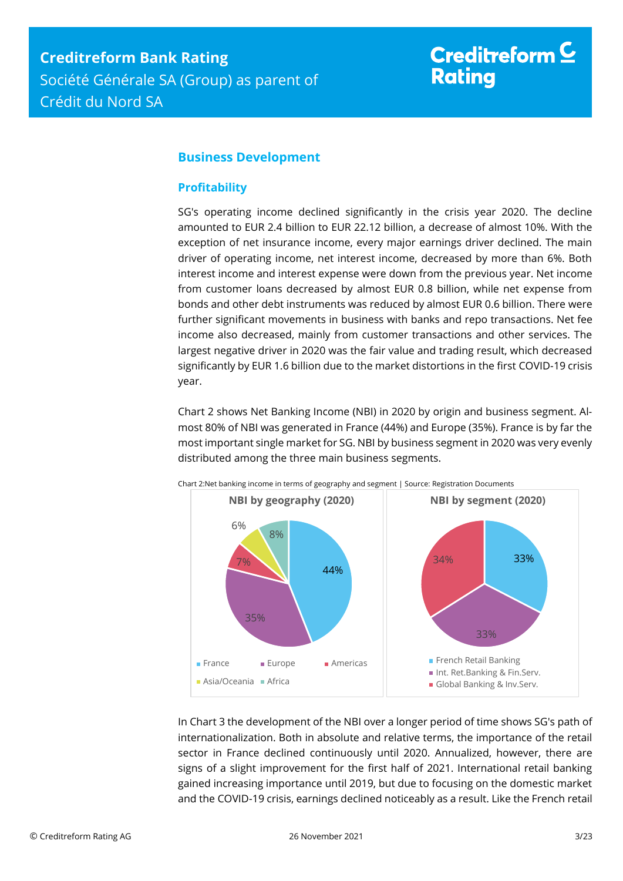## Business Development

### Profitability

SG's operating income declined significantly in the crisis year 2020. The decline amounted to EUR 2.4 billion to EUR 22.12 billion, a decrease of almost 10%. With the exception of net insurance income, every major earnings driver declined. The main driver of operating income, net interest income, decreased by more than 6%. Both interest income and interest expense were down from the previous year. Net income from customer loans decreased by almost EUR 0.8 billion, while net expense from bonds and other debt instruments was reduced by almost EUR 0.6 billion. There were further significant movements in business with banks and repo transactions. Net fee income also decreased, mainly from customer transactions and other services. The largest negative driver in 2020 was the fair value and trading result, which decreased significantly by EUR 1.6 billion due to the market distortions in the first COVID-19 crisis year.

Chart 2 shows Net Banking Income (NBI) in 2020 by origin and business segment. Almost 80% of NBI was generated in France (44%) and Europe (35%). France is by far the most important single market for SG. NBI by business segment in 2020 was very evenly distributed among the three main business segments.

Chart 2:Net banking income in terms of geography and segment | Source: Registration Documents

**NBI by geography (2020)**

- France: 44%
- Europe: 35%
- Americas: 7%
- Asia/Oceania: 6%
- Africa: 8%

**NBI by segment (2020)**

- French Retail Banking: 33%
- Int. Ret.Banking & Fin.Serv.: 33%
- Global Banking & Inv.Serv.: 34%

In Chart 3 the development of the NBI over a longer period of time shows SG's path of internationalization. Both in absolute and relative terms, the importance of the retail sector in France declined continuously until 2020. Annualized, however, there are signs of a slight improvement for the first half of 2021. International retail banking gained increasing importance until 2019, but due to focusing on the domestic market and the COVID-19 crisis, earnings declined noticeably as a result. Like the French retail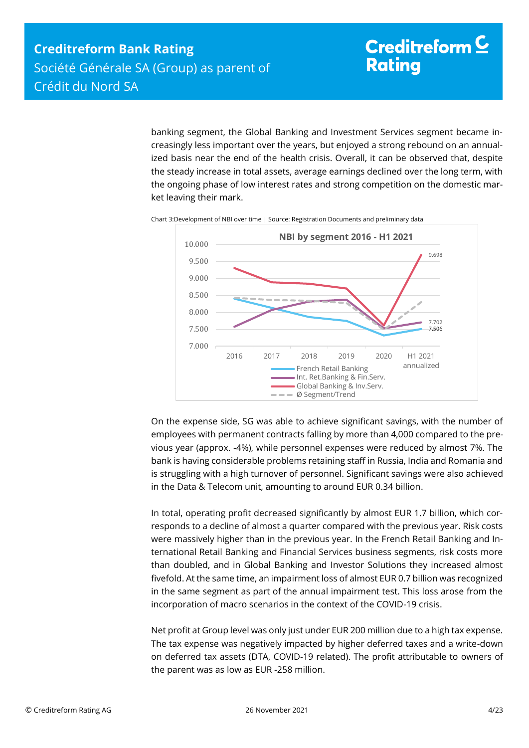banking segment, the Global Banking and Investment Services segment became increasingly less important over the years, but enjoyed a strong rebound on an annualized basis near the end of the health crisis. Overall, it can be observed that, despite the steady increase in total assets, average earnings declined over the long term, with the ongoing phase of low interest rates and strong competition on the domestic market leaving their mark.

Chart 3:Development of NBI over time | Source: Registration Documents and preliminary data

On the expense side, SG was able to achieve significant savings, with the number of employees with permanent contracts falling by more than 4,000 compared to the previous year (approx. -4%), while personnel expenses were reduced by almost 7%. The bank is having considerable problems retaining staff in Russia, India and Romania and is struggling with a high turnover of personnel. Significant savings were also achieved in the Data & Telecom unit, amounting to around EUR 0.34 billion.

In total, operating profit decreased significantly by almost EUR 1.7 billion, which corresponds to a decline of almost a quarter compared with the previous year. Risk costs were massively higher than in the previous year. In the French Retail Banking and International Retail Banking and Financial Services business segments, risk costs more than doubled, and in Global Banking and Investor Solutions they increased almost fivefold. At the same time, an impairment loss of almost EUR 0.7 billion was recognized in the same segment as part of the annual impairment test. This loss arose from the incorporation of macro scenarios in the context of the COVID-19 crisis.

Net profit at Group level was only just under EUR 200 million due to a high tax expense. The tax expense was negatively impacted by higher deferred taxes and a write-down on deferred tax assets (DTA, COVID-19 related). The profit attributable to owners of the parent was as low as EUR -258 million.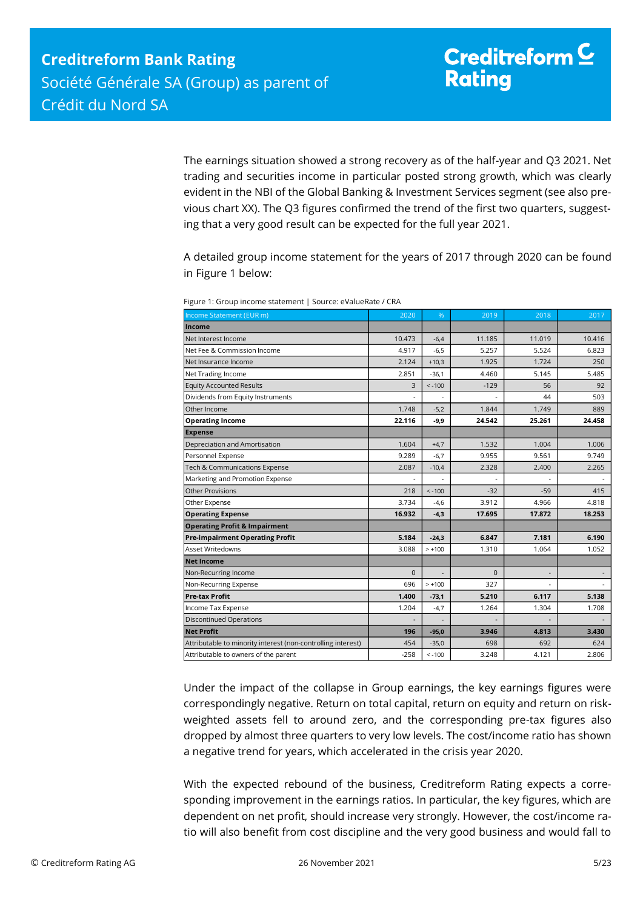The earnings situation showed a strong recovery as of the half-year and Q3 2021. Net trading and securities income in particular posted strong growth, which was clearly evident in the NBI of the Global Banking & Investment Services segment (see also previous chart XX). The Q3 figures confirmed the trend of the first two quarters, suggesting that a very good result can be expected for the full year 2021.

A detailed group income statement for the years of 2017 through 2020 can be found in Figure 1 below:

Figure 1: Group income statement | Source: eValueRate / CRA

| Income Statement (EUR m) | 2020 | % | 2019 | 2018 | 2017 |
|---|---|---|---|---|---|
| **Income** | | | | | |
| Net Interest Income | 10.473 | -6,4 | 11.185 | 11.019 | 10.416 |
| Net Fee & Commission Income | 4.917 | -6,5 | 5.257 | 5.524 | 6.823 |
| Net Insurance Income | 2.124 | +10,3 | 1.925 | 1.724 | 250 |
| Net Trading Income | 2.851 | -36,1 | 4.460 | 5.145 | 5.485 |
| Equity Accounted Results | 3 | < -100 | -129 | 56 | 92 |
| Dividends from Equity Instruments | - | - | - | 44 | 503 |
| Other Income | 1.748 | -5,2 | 1.844 | 1.749 | 889 |
| **Operating Income** | **22.116** | **-9,9** | **24.542** | **25.261** | **24.458** |
| **Expense** | | | | | |
| Depreciation and Amortisation | 1.604 | +4,7 | 1.532 | 1.004 | 1.006 |
| Personnel Expense | 9.289 | -6,7 | 9.955 | 9.561 | 9.749 |
| Tech & Communications Expense | 2.087 | -10,4 | 2.328 | 2.400 | 2.265 |
| Marketing and Promotion Expense | - | - | - | - | - |
| Other Provisions | 218 | < -100 | -32 | -59 | 415 |
| Other Expense | 3.734 | -4,6 | 3.912 | 4.966 | 4.818 |
| **Operating Expense** | **16.932** | **-4,3** | **17.695** | **17.872** | **18.253** |
| **Operating Profit & Impairment** | | | | | |
| **Pre-impairment Operating Profit** | **5.184** | **-24,3** | **6.847** | **7.181** | **6.190** |
| Asset Writedowns | 3.088 | > +100 | 1.310 | 1.064 | 1.052 |
| **Net Income** | | | | | |
| Non-Recurring Income | 0 | - | 0 | - | - |
| Non-Recurring Expense | 696 | > +100 | 327 | - | - |
| **Pre-tax Profit** | **1.400** | **-73,1** | **5.210** | **6.117** | **5.138** |
| Income Tax Expense | 1.204 | -4,7 | 1.264 | 1.304 | 1.708 |
| Discontinued Operations | - | - | - | - | - |
| **Net Profit** | **196** | **-95,0** | **3.946** | **4.813** | **3.430** |
| Attributable to minority interest (non-controlling interest) | 454 | -35,0 | 698 | 692 | 624 |
| Attributable to owners of the parent | -258 | < -100 | 3.248 | 4.121 | 2.806 |

Under the impact of the collapse in Group earnings, the key earnings figures were correspondingly negative. Return on total capital, return on equity and return on risk-weighted assets fell to around zero, and the corresponding pre-tax figures also dropped by almost three quarters to very low levels. The cost/income ratio has shown a negative trend for years, which accelerated in the crisis year 2020.

With the expected rebound of the business, Creditreform Rating expects a corresponding improvement in the earnings ratios. In particular, the key figures, which are dependent on net profit, should increase very strongly. However, the cost/income ratio will also benefit from cost discipline and the very good business and would fall to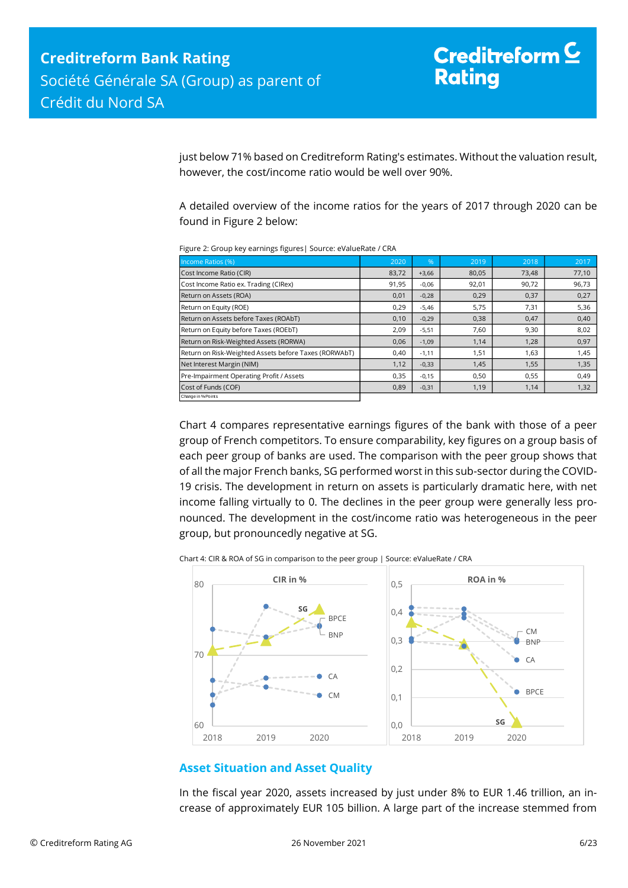just below 71% based on Creditreform Rating's estimates. Without the valuation result, however, the cost/income ratio would be well over 90%.

A detailed overview of the income ratios for the years of 2017 through 2020 can be found in Figure 2 below:

Figure 2: Group key earnings figures | Source: eValueRate / CRA

| Income Ratios (%) | 2020 | % | 2019 | 2018 | 2017 |
|---|---|---|---|---|---|
| Cost Income Ratio (CIR) | 83,72 | +3,66 | 80,05 | 73,48 | 77,10 |
| Cost Income Ratio ex. Trading (CIRex) | 91,95 | -0,06 | 92,01 | 90,72 | 96,73 |
| Return on Assets (ROA) | 0,01 | -0,28 | 0,29 | 0,37 | 0,27 |
| Return on Equity (ROE) | 0,29 | -5,46 | 5,75 | 7,31 | 5,36 |
| Return on Assets before Taxes (ROAbT) | 0,10 | -0,29 | 0,38 | 0,47 | 0,40 |
| Return on Equity before Taxes (ROEbT) | 2,09 | -5,51 | 7,60 | 9,30 | 8,02 |
| Return on Risk-Weighted Assets (RORWA) | 0,06 | -1,09 | 1,14 | 1,28 | 0,97 |
| Return on Risk-Weighted Assets before Taxes (RORWAbT) | 0,40 | -1,11 | 1,51 | 1,63 | 1,45 |
| Net Interest Margin (NIM) | 1,12 | -0,33 | 1,45 | 1,55 | 1,35 |
| Pre-Impairment Operating Profit / Assets | 0,35 | -0,15 | 0,50 | 0,55 | 0,49 |
| Cost of Funds (COF) | 0,89 | -0,31 | 1,19 | 1,14 | 1,32 |
| Change in %-Points | | | | | |

Chart 4 compares representative earnings figures of the bank with those of a peer group of French competitors. To ensure comparability, key figures on a group basis of each peer group of banks are used. The comparison with the peer group shows that of all the major French banks, SG performed worst in this sub-sector during the COVID-19 crisis. The development in return on assets is particularly dramatic here, with net income falling virtually to 0. The declines in the peer group were generally less pronounced. The development in the cost/income ratio was heterogeneous in the peer group, but pronouncedly negative at SG.

Chart 4: CIR & ROA of SG in comparison to the peer group | Source: eValueRate / CRA

## Asset Situation and Asset Quality

In the fiscal year 2020, assets increased by just under 8% to EUR 1.46 trillion, an increase of approximately EUR 105 billion. A large part of the increase stemmed from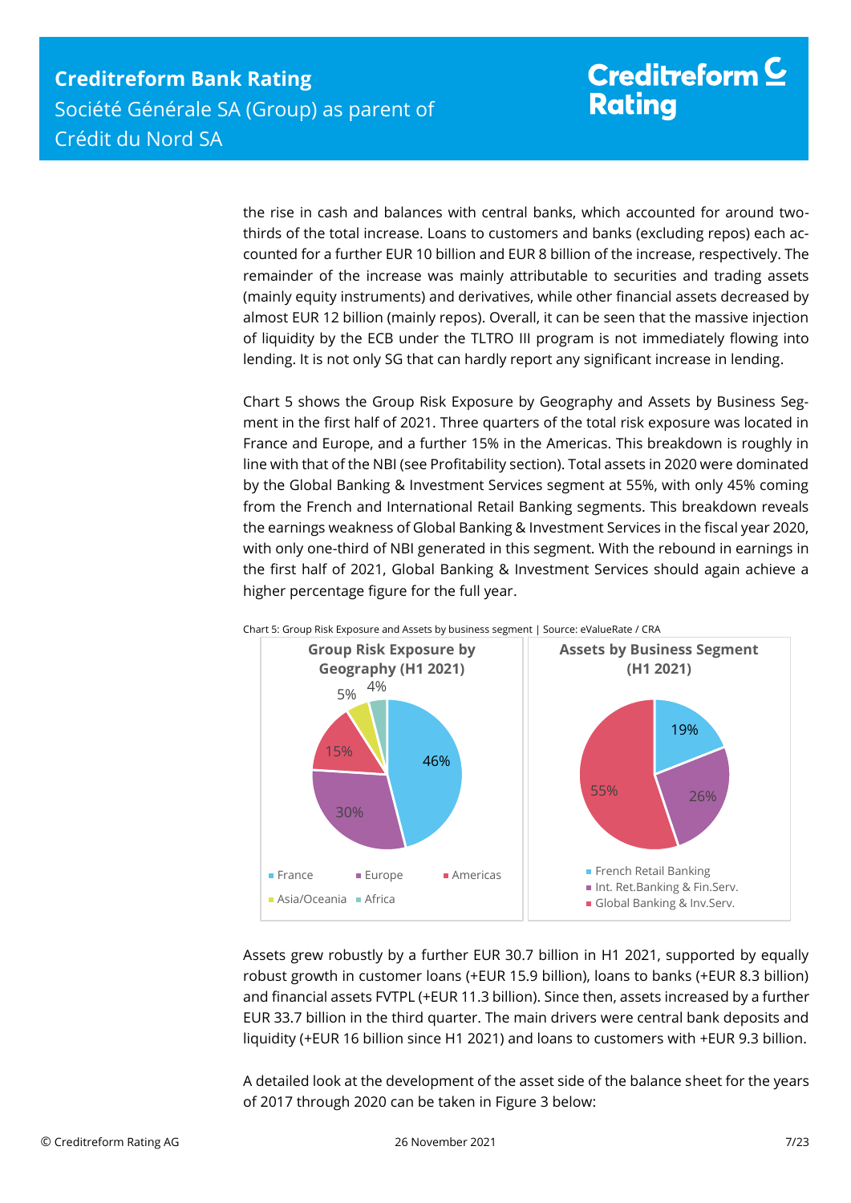the rise in cash and balances with central banks, which accounted for around two-thirds of the total increase. Loans to customers and banks (excluding repos) each accounted for a further EUR 10 billion and EUR 8 billion of the increase, respectively. The remainder of the increase was mainly attributable to securities and trading assets (mainly equity instruments) and derivatives, while other financial assets decreased by almost EUR 12 billion (mainly repos). Overall, it can be seen that the massive injection of liquidity by the ECB under the TLTRO III program is not immediately flowing into lending. It is not only SG that can hardly report any significant increase in lending.

Chart 5 shows the Group Risk Exposure by Geography and Assets by Business Segment in the first half of 2021. Three quarters of the total risk exposure was located in France and Europe, and a further 15% in the Americas. This breakdown is roughly in line with that of the NBI (see Profitability section). Total assets in 2020 were dominated by the Global Banking & Investment Services segment at 55%, with only 45% coming from the French and International Retail Banking segments. This breakdown reveals the earnings weakness of Global Banking & Investment Services in the fiscal year 2020, with only one-third of NBI generated in this segment. With the rebound in earnings in the first half of 2021, Global Banking & Investment Services should again achieve a higher percentage figure for the full year.

Chart 5: Group Risk Exposure and Assets by business segment | Source: eValueRate / CRA

**Group Risk Exposure by Geography (H1 2021)**

| Region | Share |
|---|---|
| France | 46% |
| Europe | 30% |
| Americas | 15% |
| Asia/Oceania | 5% |
| Africa | 4% |

**Assets by Business Segment (H1 2021)**

| Segment | Share |
|---|---|
| French Retail Banking | 19% |
| Int. Ret.Banking & Fin.Serv. | 26% |
| Global Banking & Inv.Serv. | 55% |

Assets grew robustly by a further EUR 30.7 billion in H1 2021, supported by equally robust growth in customer loans (+EUR 15.9 billion), loans to banks (+EUR 8.3 billion) and financial assets FVTPL (+EUR 11.3 billion). Since then, assets increased by a further EUR 33.7 billion in the third quarter. The main drivers were central bank deposits and liquidity (+EUR 16 billion since H1 2021) and loans to customers with +EUR 9.3 billion.

A detailed look at the development of the asset side of the balance sheet for the years of 2017 through 2020 can be taken in Figure 3 below: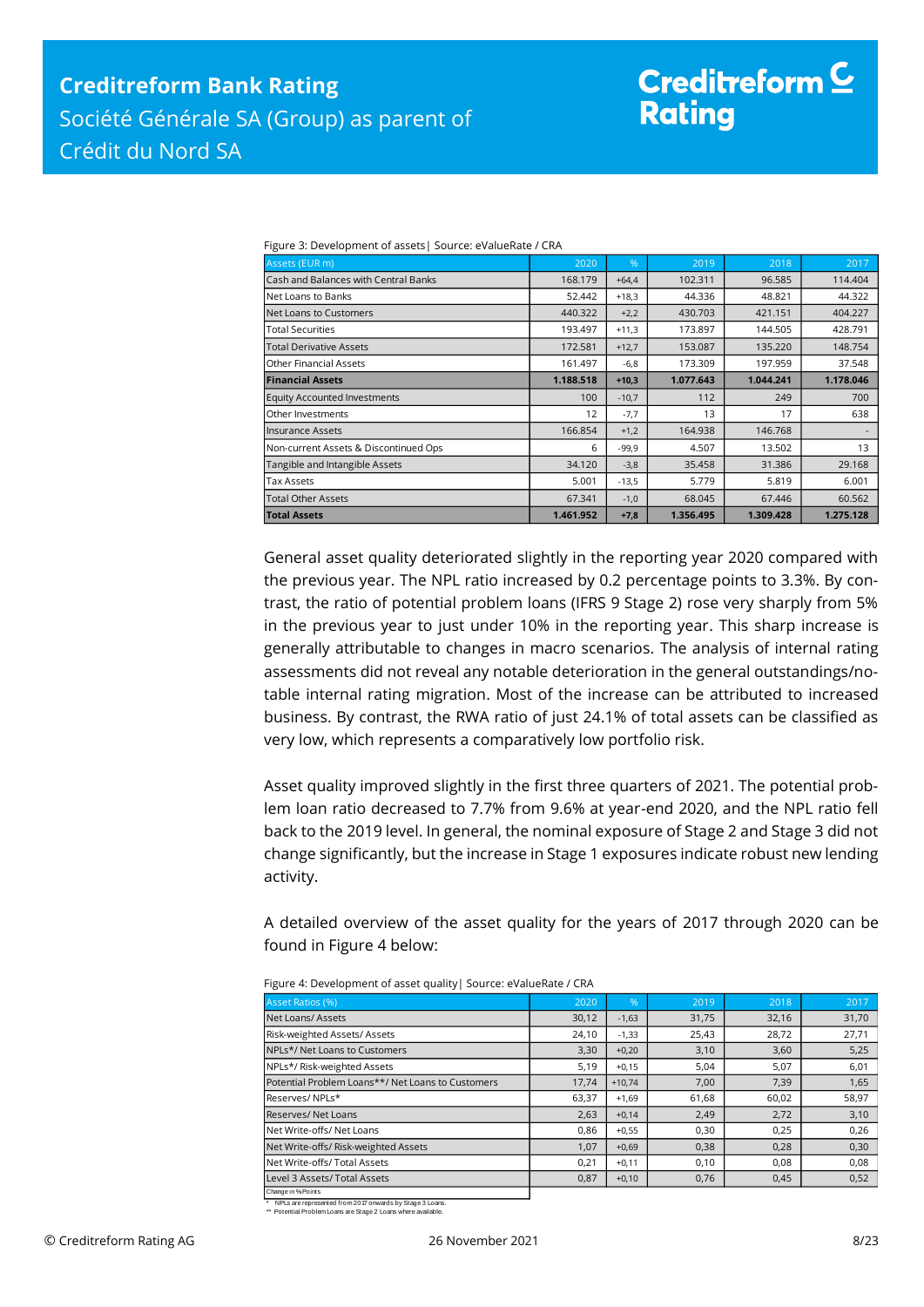Figure 3: Development of assets| Source: eValueRate / CRA

| Assets (EUR m) | 2020 | % | 2019 | 2018 | 2017 |
|---|---|---|---|---|---|
| Cash and Balances with Central Banks | 168.179 | +64,4 | 102.311 | 96.585 | 114.404 |
| Net Loans to Banks | 52.442 | +18,3 | 44.336 | 48.821 | 44.322 |
| Net Loans to Customers | 440.322 | +2,2 | 430.703 | 421.151 | 404.227 |
| Total Securities | 193.497 | +11,3 | 173.897 | 144.505 | 428.791 |
| Total Derivative Assets | 172.581 | +12,7 | 153.087 | 135.220 | 148.754 |
| Other Financial Assets | 161.497 | -6,8 | 173.309 | 197.959 | 37.548 |
| **Financial Assets** | **1.188.518** | **+10,3** | **1.077.643** | **1.044.241** | **1.178.046** |
| Equity Accounted Investments | 100 | -10,7 | 112 | 249 | 700 |
| Other Investments | 12 | -7,7 | 13 | 17 | 638 |
| Insurance Assets | 166.854 | +1,2 | 164.938 | 146.768 | - |
| Non-current Assets & Discontinued Ops | 6 | -99,9 | 4.507 | 13.502 | 13 |
| Tangible and Intangible Assets | 34.120 | -3,8 | 35.458 | 31.386 | 29.168 |
| Tax Assets | 5.001 | -13,5 | 5.779 | 5.819 | 6.001 |
| Total Other Assets | 67.341 | -1,0 | 68.045 | 67.446 | 60.562 |
| **Total Assets** | **1.461.952** | **+7,8** | **1.356.495** | **1.309.428** | **1.275.128** |

General asset quality deteriorated slightly in the reporting year 2020 compared with the previous year. The NPL ratio increased by 0.2 percentage points to 3.3%. By contrast, the ratio of potential problem loans (IFRS 9 Stage 2) rose very sharply from 5% in the previous year to just under 10% in the reporting year. This sharp increase is generally attributable to changes in macro scenarios. The analysis of internal rating assessments did not reveal any notable deterioration in the general outstandings/notable internal rating migration. Most of the increase can be attributed to increased business. By contrast, the RWA ratio of just 24.1% of total assets can be classified as very low, which represents a comparatively low portfolio risk.

Asset quality improved slightly in the first three quarters of 2021. The potential problem loan ratio decreased to 7.7% from 9.6% at year-end 2020, and the NPL ratio fell back to the 2019 level. In general, the nominal exposure of Stage 2 and Stage 3 did not change significantly, but the increase in Stage 1 exposures indicate robust new lending activity.

A detailed overview of the asset quality for the years of 2017 through 2020 can be found in Figure 4 below:

Figure 4: Development of asset quality| Source: eValueRate / CRA

| Asset Ratios (%) | 2020 | % | 2019 | 2018 | 2017 |
|---|---|---|---|---|---|
| Net Loans/ Assets | 30,12 | -1,63 | 31,75 | 32,16 | 31,70 |
| Risk-weighted Assets/ Assets | 24,10 | -1,33 | 25,43 | 28,72 | 27,71 |
| NPLs*/ Net Loans to Customers | 3,30 | +0,20 | 3,10 | 3,60 | 5,25 |
| NPLs*/ Risk-weighted Assets | 5,19 | +0,15 | 5,04 | 5,07 | 6,01 |
| Potential Problem Loans**/ Net Loans to Customers | 17,74 | +10,74 | 7,00 | 7,39 | 1,65 |
| Reserves/ NPLs* | 63,37 | +1,69 | 61,68 | 60,02 | 58,97 |
| Reserves/ Net Loans | 2,63 | +0,14 | 2,49 | 2,72 | 3,10 |
| Net Write-offs/ Net Loans | 0,86 | +0,55 | 0,30 | 0,25 | 0,26 |
| Net Write-offs/ Risk-weighted Assets | 1,07 | +0,69 | 0,38 | 0,28 | 0,30 |
| Net Write-offs/ Total Assets | 0,21 | +0,11 | 0,10 | 0,08 | 0,08 |
| Level 3 Assets/ Total Assets | 0,87 | +0,10 | 0,76 | 0,45 | 0,52 |

Change in %Points

\* NPLs are represented from 2017 onwards by Stage 3 Loans.
\*\* Potential Problem Loans are Stage 2 Loans where available.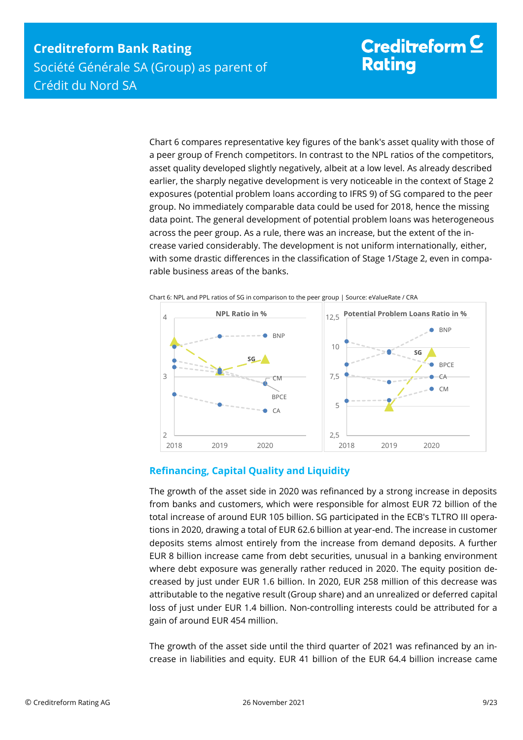Chart 6 compares representative key figures of the bank's asset quality with those of a peer group of French competitors. In contrast to the NPL ratios of the competitors, asset quality developed slightly negatively, albeit at a low level. As already described earlier, the sharply negative development is very noticeable in the context of Stage 2 exposures (potential problem loans according to IFRS 9) of SG compared to the peer group. No immediately comparable data could be used for 2018, hence the missing data point. The general development of potential problem loans was heterogeneous across the peer group. As a rule, there was an increase, but the extent of the increase varied considerably. The development is not uniform internationally, either, with some drastic differences in the classification of Stage 1/Stage 2, even in comparable business areas of the banks.

Chart 6: NPL and PPL ratios of SG in comparison to the peer group | Source: eValueRate / CRA

## Refinancing, Capital Quality and Liquidity

The growth of the asset side in 2020 was refinanced by a strong increase in deposits from banks and customers, which were responsible for almost EUR 72 billion of the total increase of around EUR 105 billion. SG participated in the ECB's TLTRO III operations in 2020, drawing a total of EUR 62.6 billion at year-end. The increase in customer deposits stems almost entirely from the increase from demand deposits. A further EUR 8 billion increase came from debt securities, unusual in a banking environment where debt exposure was generally rather reduced in 2020. The equity position decreased by just under EUR 1.6 billion. In 2020, EUR 258 million of this decrease was attributable to the negative result (Group share) and an unrealized or deferred capital loss of just under EUR 1.4 billion. Non-controlling interests could be attributed for a gain of around EUR 454 million.

The growth of the asset side until the third quarter of 2021 was refinanced by an increase in liabilities and equity. EUR 41 billion of the EUR 64.4 billion increase came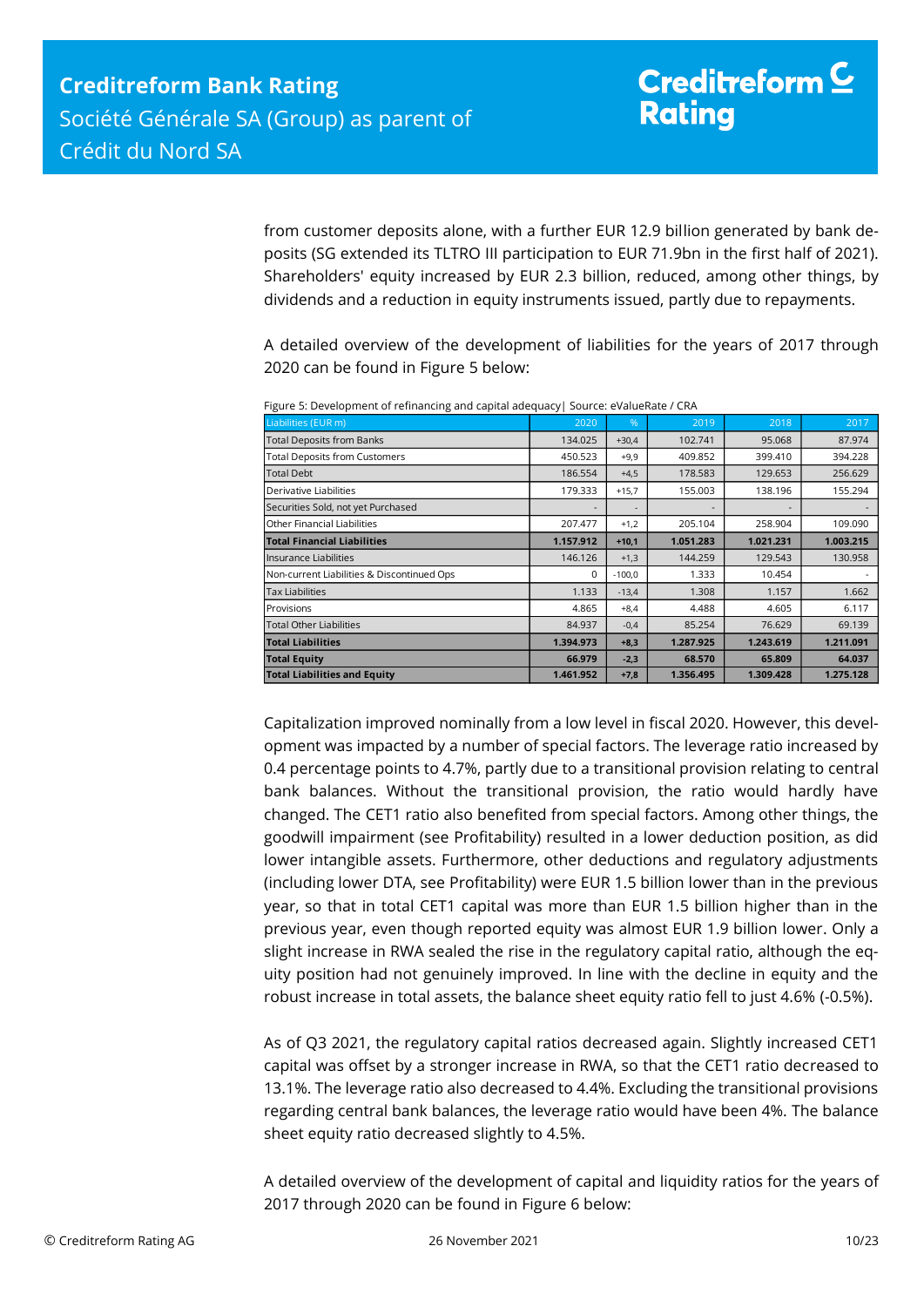from customer deposits alone, with a further EUR 12.9 billion generated by bank deposits (SG extended its TLTRO III participation to EUR 71.9bn in the first half of 2021). Shareholders' equity increased by EUR 2.3 billion, reduced, among other things, by dividends and a reduction in equity instruments issued, partly due to repayments.

A detailed overview of the development of liabilities for the years of 2017 through 2020 can be found in Figure 5 below:

Figure 5: Development of refinancing and capital adequacy| Source: eValueRate / CRA

| Liabilities (EUR m) | 2020 | % | 2019 | 2018 | 2017 |
|---|---|---|---|---|---|
| Total Deposits from Banks | 134.025 | +30,4 | 102.741 | 95.068 | 87.974 |
| Total Deposits from Customers | 450.523 | +9,9 | 409.852 | 399.410 | 394.228 |
| Total Debt | 186.554 | +4,5 | 178.583 | 129.653 | 256.629 |
| Derivative Liabilities | 179.333 | +15,7 | 155.003 | 138.196 | 155.294 |
| Securities Sold, not yet Purchased | - | - | - | - | - |
| Other Financial Liabilities | 207.477 | +1,2 | 205.104 | 258.904 | 109.090 |
| **Total Financial Liabilities** | **1.157.912** | **+10,1** | **1.051.283** | **1.021.231** | **1.003.215** |
| Insurance Liabilities | 146.126 | +1,3 | 144.259 | 129.543 | 130.958 |
| Non-current Liabilities & Discontinued Ops | 0 | -100,0 | 1.333 | 10.454 | - |
| Tax Liabilities | 1.133 | -13,4 | 1.308 | 1.157 | 1.662 |
| Provisions | 4.865 | +8,4 | 4.488 | 4.605 | 6.117 |
| Total Other Liabilities | 84.937 | -0,4 | 85.254 | 76.629 | 69.139 |
| **Total Liabilities** | **1.394.973** | **+8,3** | **1.287.925** | **1.243.619** | **1.211.091** |
| **Total Equity** | **66.979** | **-2,3** | **68.570** | **65.809** | **64.037** |
| **Total Liabilities and Equity** | **1.461.952** | **+7,8** | **1.356.495** | **1.309.428** | **1.275.128** |

Capitalization improved nominally from a low level in fiscal 2020. However, this development was impacted by a number of special factors. The leverage ratio increased by 0.4 percentage points to 4.7%, partly due to a transitional provision relating to central bank balances. Without the transitional provision, the ratio would hardly have changed. The CET1 ratio also benefited from special factors. Among other things, the goodwill impairment (see Profitability) resulted in a lower deduction position, as did lower intangible assets. Furthermore, other deductions and regulatory adjustments (including lower DTA, see Profitability) were EUR 1.5 billion lower than in the previous year, so that in total CET1 capital was more than EUR 1.5 billion higher than in the previous year, even though reported equity was almost EUR 1.9 billion lower. Only a slight increase in RWA sealed the rise in the regulatory capital ratio, although the equity position had not genuinely improved. In line with the decline in equity and the robust increase in total assets, the balance sheet equity ratio fell to just 4.6% (-0.5%).

As of Q3 2021, the regulatory capital ratios decreased again. Slightly increased CET1 capital was offset by a stronger increase in RWA, so that the CET1 ratio decreased to 13.1%. The leverage ratio also decreased to 4.4%. Excluding the transitional provisions regarding central bank balances, the leverage ratio would have been 4%. The balance sheet equity ratio decreased slightly to 4.5%.

A detailed overview of the development of capital and liquidity ratios for the years of 2017 through 2020 can be found in Figure 6 below: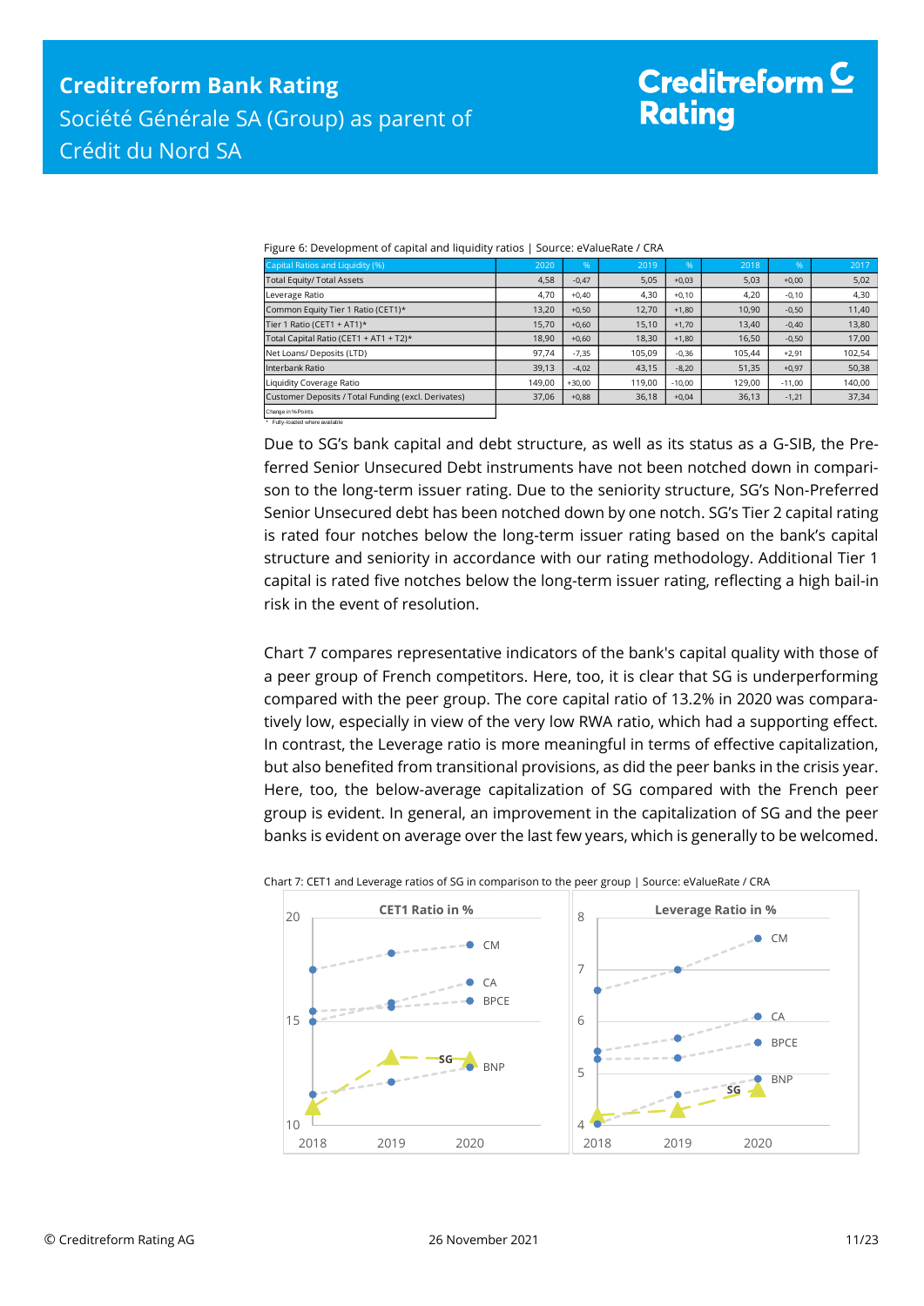Figure 6: Development of capital and liquidity ratios | Source: eValueRate / CRA

| Capital Ratios and Liquidity (%) | 2020 | % | 2019 | % | 2018 | % | 2017 |
|---|---|---|---|---|---|---|---|
| Total Equity/ Total Assets | 4,58 | -0,47 | 5,05 | +0,03 | 5,03 | +0,00 | 5,02 |
| Leverage Ratio | 4,70 | +0,40 | 4,30 | +0,10 | 4,20 | -0,10 | 4,30 |
| Common Equity Tier 1 Ratio (CET1)* | 13,20 | +0,50 | 12,70 | +1,80 | 10,90 | -0,50 | 11,40 |
| Tier 1 Ratio (CET1 + AT1)* | 15,70 | +0,60 | 15,10 | +1,70 | 13,40 | -0,40 | 13,80 |
| Total Capital Ratio (CET1 + AT1 + T2)* | 18,90 | +0,60 | 18,30 | +1,80 | 16,50 | -0,50 | 17,00 |
| Net Loans/ Deposits (LTD) | 97,74 | -7,35 | 105,09 | -0,36 | 105,44 | +2,91 | 102,54 |
| Interbank Ratio | 39,13 | -4,02 | 43,15 | -8,20 | 51,35 | +0,97 | 50,38 |
| Liquidity Coverage Ratio | 149,00 | +30,00 | 119,00 | -10,00 | 129,00 | -11,00 | 140,00 |
| Customer Deposits / Total Funding (excl. Derivates) | 37,06 | +0,88 | 36,18 | +0,04 | 36,13 | -1,21 | 37,34 |
| Change in %-Points | | | | | | | |

\* Fully-loaded where available

Due to SG's bank capital and debt structure, as well as its status as a G-SIB, the Preferred Senior Unsecured Debt instruments have not been notched down in comparison to the long-term issuer rating. Due to the seniority structure, SG's Non-Preferred Senior Unsecured debt has been notched down by one notch. SG's Tier 2 capital rating is rated four notches below the long-term issuer rating based on the bank's capital structure and seniority in accordance with our rating methodology. Additional Tier 1 capital is rated five notches below the long-term issuer rating, reflecting a high bail-in risk in the event of resolution.

Chart 7 compares representative indicators of the bank's capital quality with those of a peer group of French competitors. Here, too, it is clear that SG is underperforming compared with the peer group. The core capital ratio of 13.2% in 2020 was comparatively low, especially in view of the very low RWA ratio, which had a supporting effect. In contrast, the Leverage ratio is more meaningful in terms of effective capitalization, but also benefited from transitional provisions, as did the peer banks in the crisis year. Here, too, the below-average capitalization of SG compared with the French peer group is evident. In general, an improvement in the capitalization of SG and the peer banks is evident on average over the last few years, which is generally to be welcomed.

Chart 7: CET1 and Leverage ratios of SG in comparison to the peer group | Source: eValueRate / CRA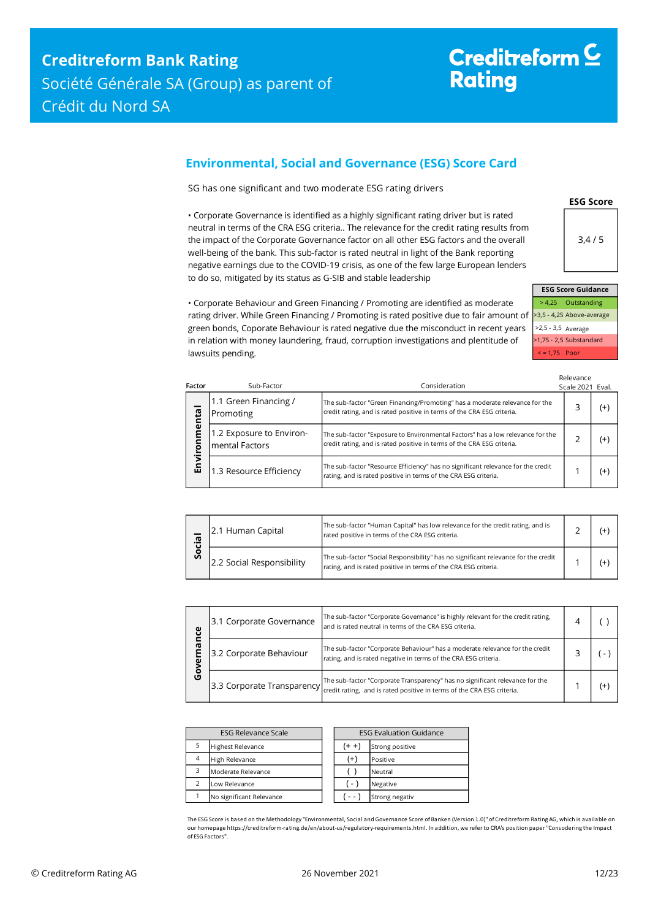## Environmental, Social and Governance (ESG) Score Card

SG has one significant and two moderate ESG rating drivers

- Corporate Governance is identified as a highly significant rating driver but is rated neutral in terms of the CRA ESG criteria.. The relevance for the credit rating results from the impact of the Corporate Governance factor on all other ESG factors and the overall well-being of the bank. This sub-factor is rated neutral in light of the Bank reporting negative earnings due to the COVID-19 crisis, as one of the few large European lenders to do so, mitigated by its status as G-SIB and stable leadership

- Corporate Behaviour and Green Financing / Promoting are identified as moderate rating driver. While Green Financing / Promoting is rated positive due to fair amount of green bonds, Coporate Behaviour is rated negative due the misconduct in recent years in relation with money laundering, fraud, corruption investigations and plentitude of lawsuits pending.

| ESG Score |
|---|
| 3,4 / 5 |

| ESG Score Guidance | |
|---|---|
| > 4,25 | Outstanding |
| >3,5 - 4,25 | Above-average |
| >2,5 - 3,5 | Average |
| >1,75 - 2,5 | Substandard |
| < = 1,75 | Poor |

| Factor | Sub-Factor | Consideration | Relevance Scale 2021 | Eval. |
|---|---|---|---|---|
| Environmental | 1.1 Green Financing / Promoting | The sub-factor "Green Financing/Promoting" has a moderate relevance for the credit rating, and is rated positive in terms of the CRA ESG criteria. | 3 | (+) |
| | 1.2 Exposure to Environ-mental Factors | The sub-factor "Exposure to Environmental Factors" has a low relevance for the credit rating, and is rated positive in terms of the CRA ESG criteria. | 2 | (+) |
| | 1.3 Resource Efficiency | The sub-factor "Resource Efficiency" has no significant relevance for the credit rating, and is rated positive in terms of the CRA ESG criteria. | 1 | (+) |
| Social | 2.1 Human Capital | The sub-factor "Human Capital" has low relevance for the credit rating, and is rated positive in terms of the CRA ESG criteria. | 2 | (+) |
| | 2.2 Social Responsibility | The sub-factor "Social Responsibility" has no significant relevance for the credit rating, and is rated positive in terms of the CRA ESG criteria. | 1 | (+) |
| Governance | 3.1 Corporate Governance | The sub-factor "Corporate Governance" is highly relevant for the credit rating, and is rated neutral in terms of the CRA ESG criteria. | 4 | ( ) |
| | 3.2 Corporate Behaviour | The sub-factor "Corporate Behaviour" has a moderate relevance for the credit rating, and is rated negative in terms of the CRA ESG criteria. | 3 | ( - ) |
| | 3.3 Corporate Transparency | The sub-factor "Corporate Transparency" has no significant relevance for the credit rating, and is rated positive in terms of the CRA ESG criteria. | 1 | (+) |

| ESG Relevance Scale | |
|---|---|
| 5 | Highest Relevance |
| 4 | High Relevance |
| 3 | Moderate Relevance |
| 2 | Low Relevance |
| 1 | No significant Relevance |

| ESG Evaluation Guidance | |
|---|---|
| (+ +) | Strong positive |
| (+) | Positive |
| ( ) | Neutral |
| ( - ) | Negative |
| ( - - ) | Strong negativ |

The ESG Score is based on the Methodology "Environmental, Social and Governance Score of Banken (Version 1.0)" of Creditreform Rating AG, which is available on our homepage https://creditreform-rating.de/en/about-us/regulatory-requirements.html. In addition, we refer to CRA's position paper "Consodering the Impact of ESG Factors".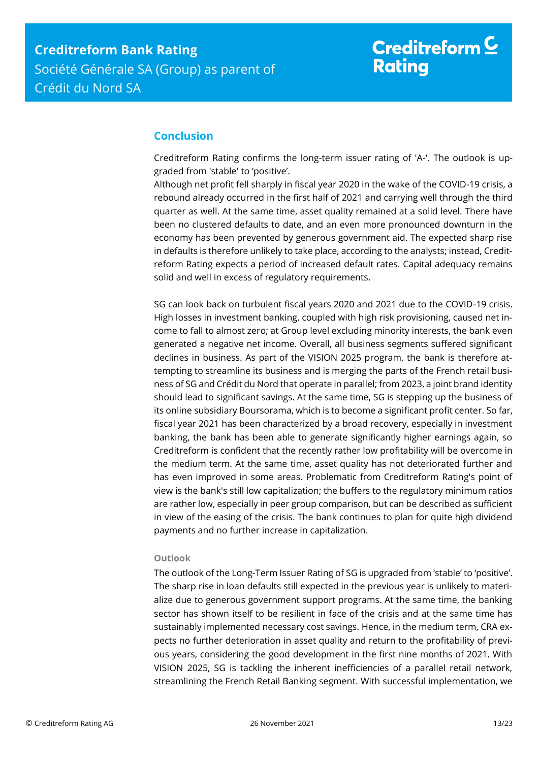## Conclusion

Creditreform Rating confirms the long-term issuer rating of 'A-'. The outlook is upgraded from 'stable' to 'positive'.
Although net profit fell sharply in fiscal year 2020 in the wake of the COVID-19 crisis, a rebound already occurred in the first half of 2021 and carrying well through the third quarter as well. At the same time, asset quality remained at a solid level. There have been no clustered defaults to date, and an even more pronounced downturn in the economy has been prevented by generous government aid. The expected sharp rise in defaults is therefore unlikely to take place, according to the analysts; instead, Creditreform Rating expects a period of increased default rates. Capital adequacy remains solid and well in excess of regulatory requirements.

SG can look back on turbulent fiscal years 2020 and 2021 due to the COVID-19 crisis. High losses in investment banking, coupled with high risk provisioning, caused net income to fall to almost zero; at Group level excluding minority interests, the bank even generated a negative net income. Overall, all business segments suffered significant declines in business. As part of the VISION 2025 program, the bank is therefore attempting to streamline its business and is merging the parts of the French retail business of SG and Crédit du Nord that operate in parallel; from 2023, a joint brand identity should lead to significant savings. At the same time, SG is stepping up the business of its online subsidiary Boursorama, which is to become a significant profit center. So far, fiscal year 2021 has been characterized by a broad recovery, especially in investment banking, the bank has been able to generate significantly higher earnings again, so Creditreform is confident that the recently rather low profitability will be overcome in the medium term. At the same time, asset quality has not deteriorated further and has even improved in some areas. Problematic from Creditreform Rating's point of view is the bank's still low capitalization; the buffers to the regulatory minimum ratios are rather low, especially in peer group comparison, but can be described as sufficient in view of the easing of the crisis. The bank continues to plan for quite high dividend payments and no further increase in capitalization.

### Outlook

The outlook of the Long-Term Issuer Rating of SG is upgraded from 'stable' to 'positive'. The sharp rise in loan defaults still expected in the previous year is unlikely to materialize due to generous government support programs. At the same time, the banking sector has shown itself to be resilient in face of the crisis and at the same time has sustainably implemented necessary cost savings. Hence, in the medium term, CRA expects no further deterioration in asset quality and return to the profitability of previous years, considering the good development in the first nine months of 2021. With VISION 2025, SG is tackling the inherent inefficiencies of a parallel retail network, streamlining the French Retail Banking segment. With successful implementation, we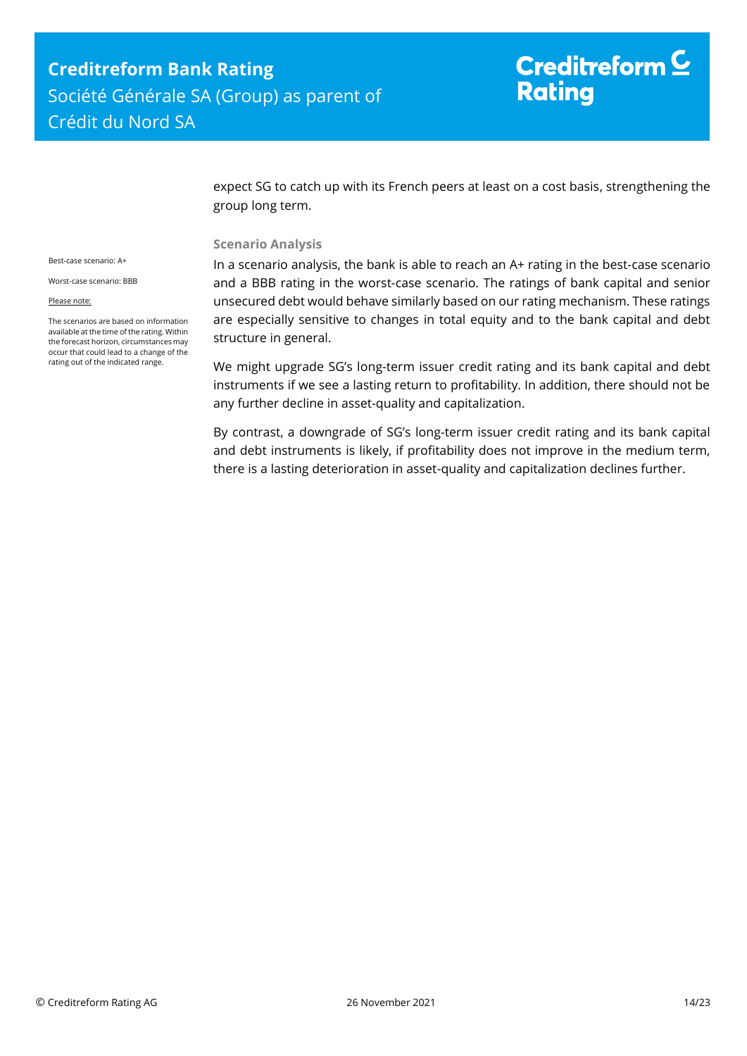expect SG to catch up with its French peers at least on a cost basis, strengthening the group long term.

### Scenario Analysis

Best-case scenario: A+

Worst-case scenario: BBB

Please note:

The scenarios are based on information available at the time of the rating. Within the forecast horizon, circumstances may occur that could lead to a change of the rating out of the indicated range.

In a scenario analysis, the bank is able to reach an A+ rating in the best-case scenario and a BBB rating in the worst-case scenario. The ratings of bank capital and senior unsecured debt would behave similarly based on our rating mechanism. These ratings are especially sensitive to changes in total equity and to the bank capital and debt structure in general.

We might upgrade SG's long-term issuer credit rating and its bank capital and debt instruments if we see a lasting return to profitability. In addition, there should not be any further decline in asset-quality and capitalization.

By contrast, a downgrade of SG's long-term issuer credit rating and its bank capital and debt instruments is likely, if profitability does not improve in the medium term, there is a lasting deterioration in asset-quality and capitalization declines further.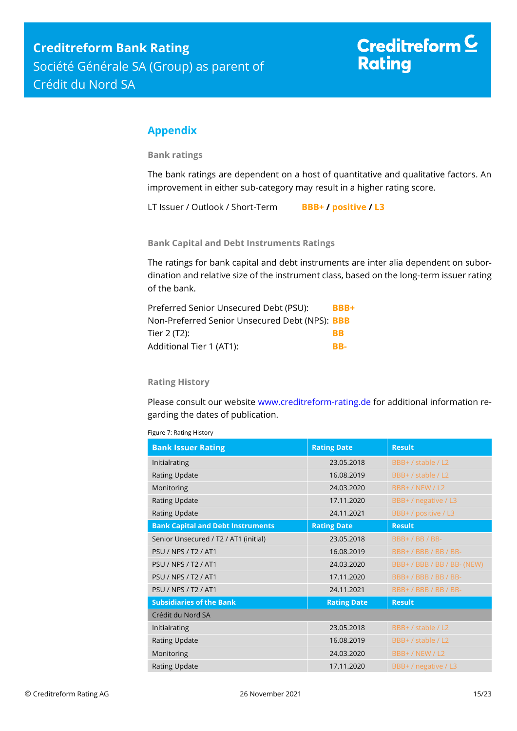## Appendix

### Bank ratings

The bank ratings are dependent on a host of quantitative and qualitative factors. An improvement in either sub-category may result in a higher rating score.

LT Issuer / Outlook / Short-Term **BBB+ / positive / L3**

### Bank Capital and Debt Instruments Ratings

The ratings for bank capital and debt instruments are inter alia dependent on subordination and relative size of the instrument class, based on the long-term issuer rating of the bank.

| | |
|---|---|
| Preferred Senior Unsecured Debt (PSU): | **BBB+** |
| Non-Preferred Senior Unsecured Debt (NPS): | **BBB** |
| Tier 2 (T2): | **BB** |
| Additional Tier 1 (AT1): | **BB-** |

### Rating History

Please consult our website www.creditreform-rating.de for additional information regarding the dates of publication.

Figure 7: Rating History

| Bank Issuer Rating | Rating Date | Result |
|---|---|---|
| Initialrating | 23.05.2018 | BBB+ / stable / L2 |
| Rating Update | 16.08.2019 | BBB+ / stable / L2 |
| Monitoring | 24.03.2020 | BBB+ / NEW / L2 |
| Rating Update | 17.11.2020 | BBB+ / negative / L3 |
| Rating Update | 24.11.2021 | BBB+ / positive / L3 |
| **Bank Capital and Debt Instruments** | **Rating Date** | **Result** |
| Senior Unsecured / T2 / AT1 (initial) | 23.05.2018 | BBB+ / BB / BB- |
| PSU / NPS / T2 / AT1 | 16.08.2019 | BBB+ / BBB / BB / BB- |
| PSU / NPS / T2 / AT1 | 24.03.2020 | BBB+ / BBB / BB / BB- (NEW) |
| PSU / NPS / T2 / AT1 | 17.11.2020 | BBB+ / BBB / BB / BB- |
| PSU / NPS / T2 / AT1 | 24.11.2021 | BBB+ / BBB / BB / BB- |
| **Subsidiaries of the Bank** | **Rating Date** | **Result** |
| Crédit du Nord SA | | |
| Initialrating | 23.05.2018 | BBB+ / stable / L2 |
| Rating Update | 16.08.2019 | BBB+ / stable / L2 |
| Monitoring | 24.03.2020 | BBB+ / NEW / L2 |
| Rating Update | 17.11.2020 | BBB+ / negative / L3 |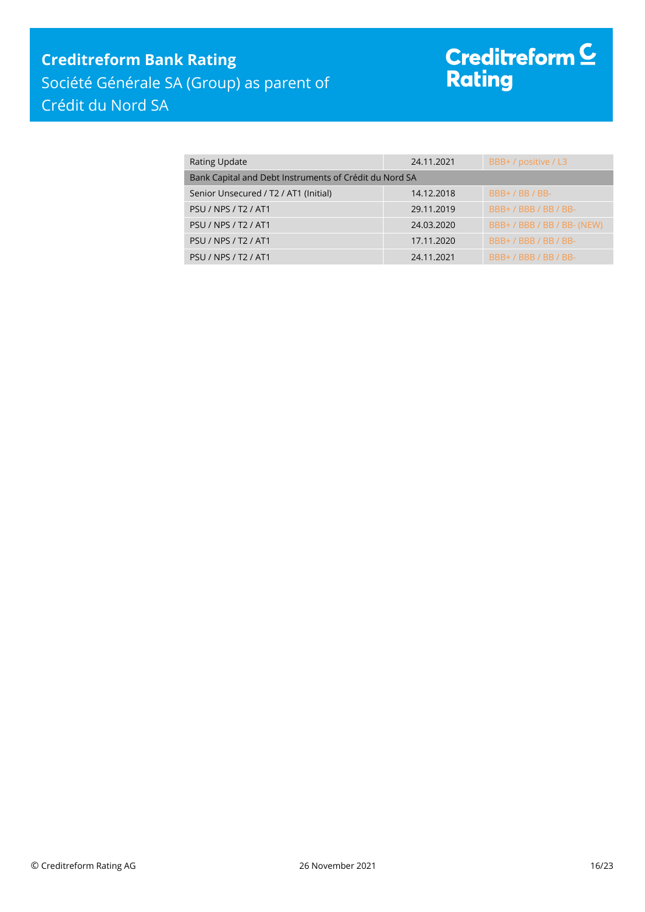| Rating Update | 24.11.2021 | BBB+ / positive / L3 |
|---|---|---|
| Bank Capital and Debt Instruments of Crédit du Nord SA | | |
| Senior Unsecured / T2 / AT1 (Initial) | 14.12.2018 | BBB+ / BB / BB- |
| PSU / NPS / T2 / AT1 | 29.11.2019 | BBB+ / BBB / BB / BB- |
| PSU / NPS / T2 / AT1 | 24.03.2020 | BBB+ / BBB / BB / BB- (NEW) |
| PSU / NPS / T2 / AT1 | 17.11.2020 | BBB+ / BBB / BB / BB- |
| PSU / NPS / T2 / AT1 | 24.11.2021 | BBB+ / BBB / BB / BB- |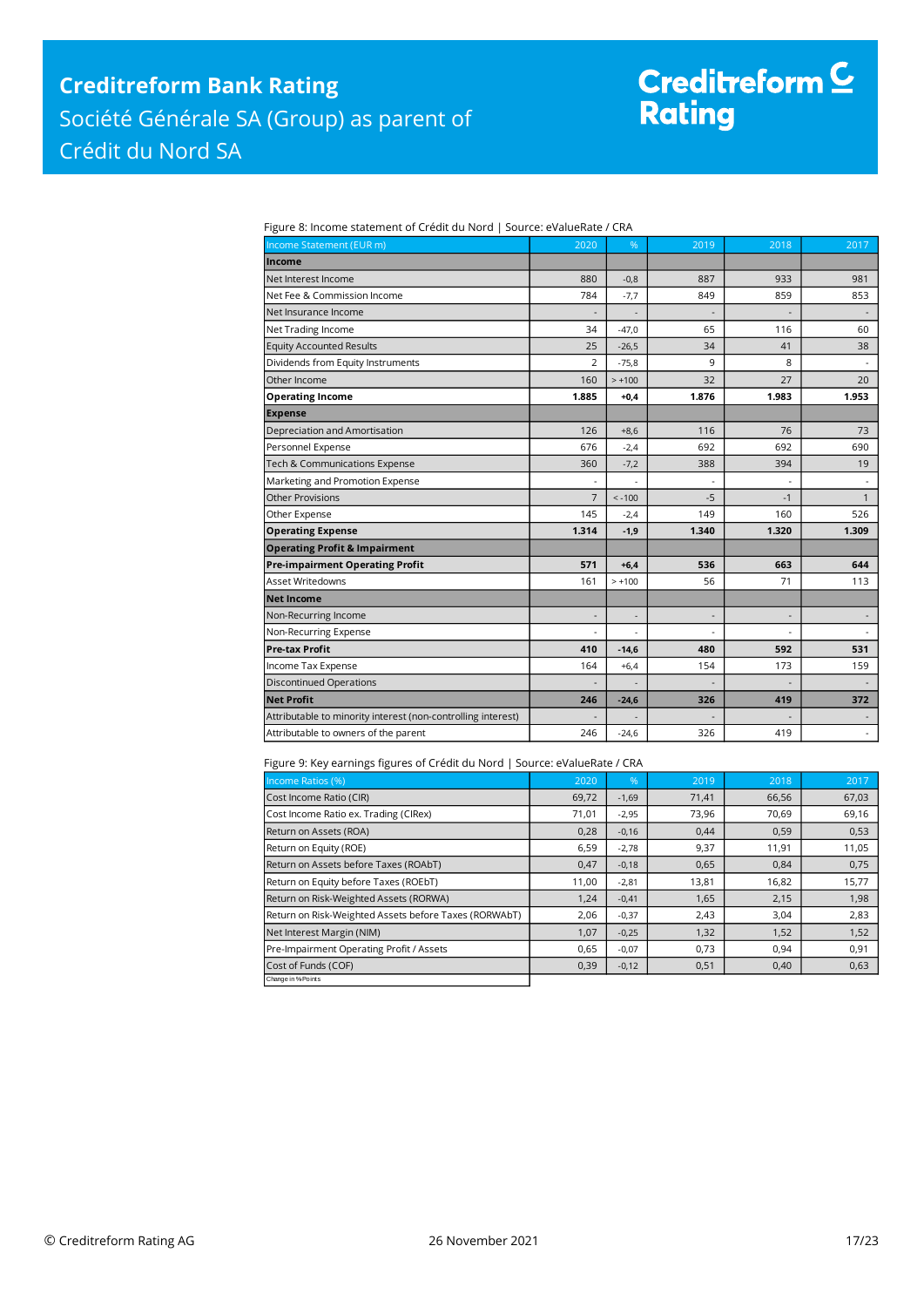Figure 8: Income statement of Crédit du Nord | Source: eValueRate / CRA

| Income Statement (EUR m) | 2020 | % | 2019 | 2018 | 2017 |
|---|---|---|---|---|---|
| **Income** | | | | | |
| Net Interest Income | 880 | -0,8 | 887 | 933 | 981 |
| Net Fee & Commission Income | 784 | -7,7 | 849 | 859 | 853 |
| Net Insurance Income | - | - | - | - | - |
| Net Trading Income | 34 | -47,0 | 65 | 116 | 60 |
| Equity Accounted Results | 25 | -26,5 | 34 | 41 | 38 |
| Dividends from Equity Instruments | 2 | -75,8 | 9 | 8 | - |
| Other Income | 160 | > +100 | 32 | 27 | 20 |
| **Operating Income** | **1.885** | **+0,4** | **1.876** | **1.983** | **1.953** |
| **Expense** | | | | | |
| Depreciation and Amortisation | 126 | +8,6 | 116 | 76 | 73 |
| Personnel Expense | 676 | -2,4 | 692 | 692 | 690 |
| Tech & Communications Expense | 360 | -7,2 | 388 | 394 | 19 |
| Marketing and Promotion Expense | - | - | - | - | - |
| Other Provisions | 7 | < -100 | -5 | -1 | 1 |
| Other Expense | 145 | -2,4 | 149 | 160 | 526 |
| **Operating Expense** | **1.314** | **-1,9** | **1.340** | **1.320** | **1.309** |
| **Operating Profit & Impairment** | | | | | |
| **Pre-impairment Operating Profit** | **571** | **+6,4** | **536** | **663** | **644** |
| Asset Writedowns | 161 | > +100 | 56 | 71 | 113 |
| **Net Income** | | | | | |
| Non-Recurring Income | - | - | - | - | - |
| Non-Recurring Expense | - | - | - | - | - |
| **Pre-tax Profit** | **410** | **-14,6** | **480** | **592** | **531** |
| Income Tax Expense | 164 | +6,4 | 154 | 173 | 159 |
| Discontinued Operations | - | - | - | - | - |
| **Net Profit** | **246** | **-24,6** | **326** | **419** | **372** |
| Attributable to minority interest (non-controlling interest) | - | - | - | - | - |
| Attributable to owners of the parent | 246 | -24,6 | 326 | 419 | - |

Figure 9: Key earnings figures of Crédit du Nord | Source: eValueRate / CRA

| Income Ratios (%) | 2020 | % | 2019 | 2018 | 2017 |
|---|---|---|---|---|---|
| Cost Income Ratio (CIR) | 69,72 | -1,69 | 71,41 | 66,56 | 67,03 |
| Cost Income Ratio ex. Trading (CIRex) | 71,01 | -2,95 | 73,96 | 70,69 | 69,16 |
| Return on Assets (ROA) | 0,28 | -0,16 | 0,44 | 0,59 | 0,53 |
| Return on Equity (ROE) | 6,59 | -2,78 | 9,37 | 11,91 | 11,05 |
| Return on Assets before Taxes (ROAbT) | 0,47 | -0,18 | 0,65 | 0,84 | 0,75 |
| Return on Equity before Taxes (ROEbT) | 11,00 | -2,81 | 13,81 | 16,82 | 15,77 |
| Return on Risk-Weighted Assets (RORWA) | 1,24 | -0,41 | 1,65 | 2,15 | 1,98 |
| Return on Risk-Weighted Assets before Taxes (RORWAbT) | 2,06 | -0,37 | 2,43 | 3,04 | 2,83 |
| Net Interest Margin (NIM) | 1,07 | -0,25 | 1,32 | 1,52 | 1,52 |
| Pre-Impairment Operating Profit / Assets | 0,65 | -0,07 | 0,73 | 0,94 | 0,91 |
| Cost of Funds (COF) | 0,39 | -0,12 | 0,51 | 0,40 | 0,63 |

Change in %-Points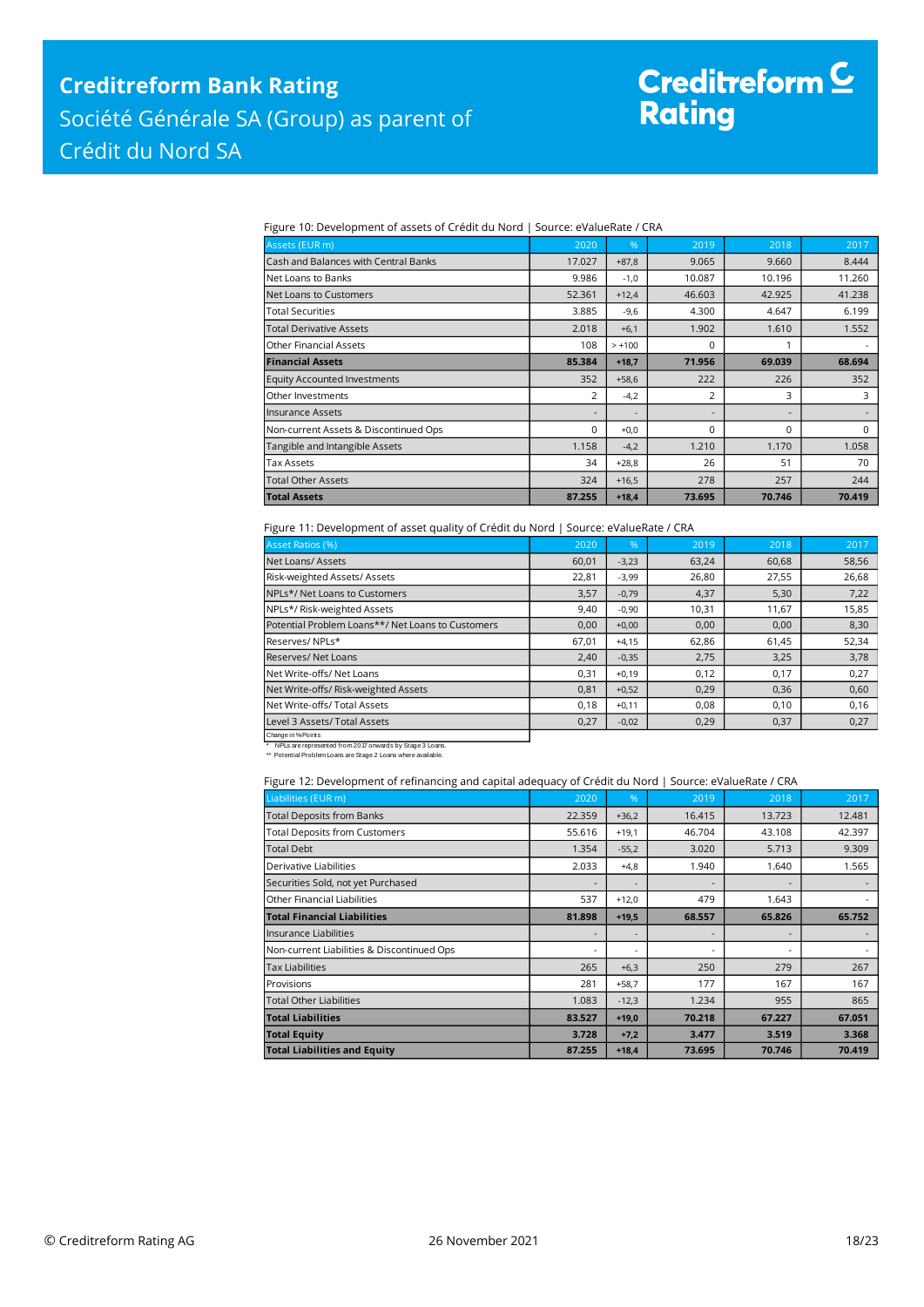Figure 10: Development of assets of Crédit du Nord | Source: eValueRate / CRA

| Assets (EUR m) | 2020 | % | 2019 | 2018 | 2017 |
|---|---|---|---|---|---|
| Cash and Balances with Central Banks | 17.027 | +87,8 | 9.065 | 9.660 | 8.444 |
| Net Loans to Banks | 9.986 | -1,0 | 10.087 | 10.196 | 11.260 |
| Net Loans to Customers | 52.361 | +12,4 | 46.603 | 42.925 | 41.238 |
| Total Securities | 3.885 | -9,6 | 4.300 | 4.647 | 6.199 |
| Total Derivative Assets | 2.018 | +6,1 | 1.902 | 1.610 | 1.552 |
| Other Financial Assets | 108 | > +100 | 0 | 1 | - |
| **Financial Assets** | **85.384** | **+18,7** | **71.956** | **69.039** | **68.694** |
| Equity Accounted Investments | 352 | +58,6 | 222 | 226 | 352 |
| Other Investments | 2 | -4,2 | 2 | 3 | 3 |
| Insurance Assets | - | - | - | - | - |
| Non-current Assets & Discontinued Ops | 0 | +0,0 | 0 | 0 | 0 |
| Tangible and Intangible Assets | 1.158 | -4,2 | 1.210 | 1.170 | 1.058 |
| Tax Assets | 34 | +28,8 | 26 | 51 | 70 |
| Total Other Assets | 324 | +16,5 | 278 | 257 | 244 |
| **Total Assets** | **87.255** | **+18,4** | **73.695** | **70.746** | **70.419** |

Figure 11: Development of asset quality of Crédit du Nord | Source: eValueRate / CRA

| Asset Ratios (%) | 2020 | % | 2019 | 2018 | 2017 |
|---|---|---|---|---|---|
| Net Loans/ Assets | 60,01 | -3,23 | 63,24 | 60,68 | 58,56 |
| Risk-weighted Assets/ Assets | 22,81 | -3,99 | 26,80 | 27,55 | 26,68 |
| NPLs*/ Net Loans to Customers | 3,57 | -0,79 | 4,37 | 5,30 | 7,22 |
| NPLs*/ Risk-weighted Assets | 9,40 | -0,90 | 10,31 | 11,67 | 15,85 |
| Potential Problem Loans**/ Net Loans to Customers | 0,00 | +0,00 | 0,00 | 0,00 | 8,30 |
| Reserves/ NPLs* | 67,01 | +4,15 | 62,86 | 61,45 | 52,34 |
| Reserves/ Net Loans | 2,40 | -0,35 | 2,75 | 3,25 | 3,78 |
| Net Write-offs/ Net Loans | 0,31 | +0,19 | 0,12 | 0,17 | 0,27 |
| Net Write-offs/ Risk-weighted Assets | 0,81 | +0,52 | 0,29 | 0,36 | 0,60 |
| Net Write-offs/ Total Assets | 0,18 | +0,11 | 0,08 | 0,10 | 0,16 |
| Level 3 Assets/ Total Assets | 0,27 | -0,02 | 0,29 | 0,37 | 0,27 |

Change in %-Points

\* NPLs are represented from 2017 onwards by Stage 3 Loans.

\** Potential Problem Loans are Stage 2 Loans where available.

Figure 12: Development of refinancing and capital adequacy of Crédit du Nord | Source: eValueRate / CRA

| Liabilities (EUR m) | 2020 | % | 2019 | 2018 | 2017 |
|---|---|---|---|---|---|
| Total Deposits from Banks | 22.359 | +36,2 | 16.415 | 13.723 | 12.481 |
| Total Deposits from Customers | 55.616 | +19,1 | 46.704 | 43.108 | 42.397 |
| Total Debt | 1.354 | -55,2 | 3.020 | 5.713 | 9.309 |
| Derivative Liabilities | 2.033 | +4,8 | 1.940 | 1.640 | 1.565 |
| Securities Sold, not yet Purchased | - | - | - | - | - |
| Other Financial Liabilities | 537 | +12,0 | 479 | 1.643 | - |
| **Total Financial Liabilities** | **81.898** | **+19,5** | **68.557** | **65.826** | **65.752** |
| Insurance Liabilities | - | - | - | - | - |
| Non-current Liabilities & Discontinued Ops | - | - | - | - | - |
| Tax Liabilities | 265 | +6,3 | 250 | 279 | 267 |
| Provisions | 281 | +58,7 | 177 | 167 | 167 |
| Total Other Liabilities | 1.083 | -12,3 | 1.234 | 955 | 865 |
| **Total Liabilities** | **83.527** | **+19,0** | **70.218** | **67.227** | **67.051** |
| **Total Equity** | **3.728** | **+7,2** | **3.477** | **3.519** | **3.368** |
| **Total Liabilities and Equity** | **87.255** | **+18,4** | **73.695** | **70.746** | **70.419** |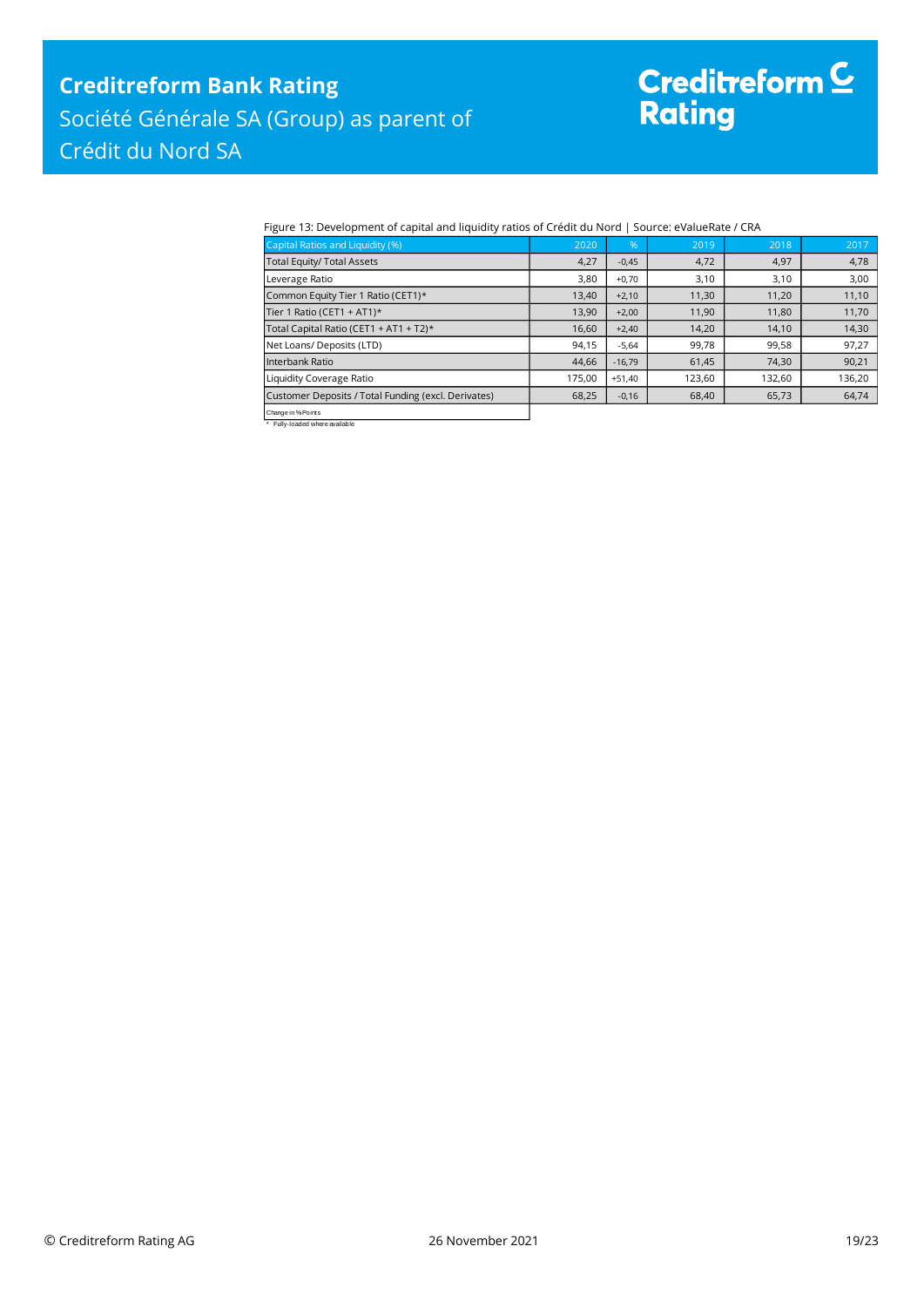Figure 13: Development of capital and liquidity ratios of Crédit du Nord | Source: eValueRate / CRA

| Capital Ratios and Liquidity (%) | 2020 | % | 2019 | 2018 | 2017 |
|---|---|---|---|---|---|
| Total Equity/ Total Assets | 4,27 | -0,45 | 4,72 | 4,97 | 4,78 |
| Leverage Ratio | 3,80 | +0,70 | 3,10 | 3,10 | 3,00 |
| Common Equity Tier 1 Ratio (CET1)* | 13,40 | +2,10 | 11,30 | 11,20 | 11,10 |
| Tier 1 Ratio (CET1 + AT1)* | 13,90 | +2,00 | 11,90 | 11,80 | 11,70 |
| Total Capital Ratio (CET1 + AT1 + T2)* | 16,60 | +2,40 | 14,20 | 14,10 | 14,30 |
| Net Loans/ Deposits (LTD) | 94,15 | -5,64 | 99,78 | 99,58 | 97,27 |
| Interbank Ratio | 44,66 | -16,79 | 61,45 | 74,30 | 90,21 |
| Liquidity Coverage Ratio | 175,00 | +51,40 | 123,60 | 132,60 | 136,20 |
| Customer Deposits / Total Funding (excl. Derivates) | 68,25 | -0,16 | 68,40 | 65,73 | 64,74 |

Change in %Points

\* Fully-loaded where available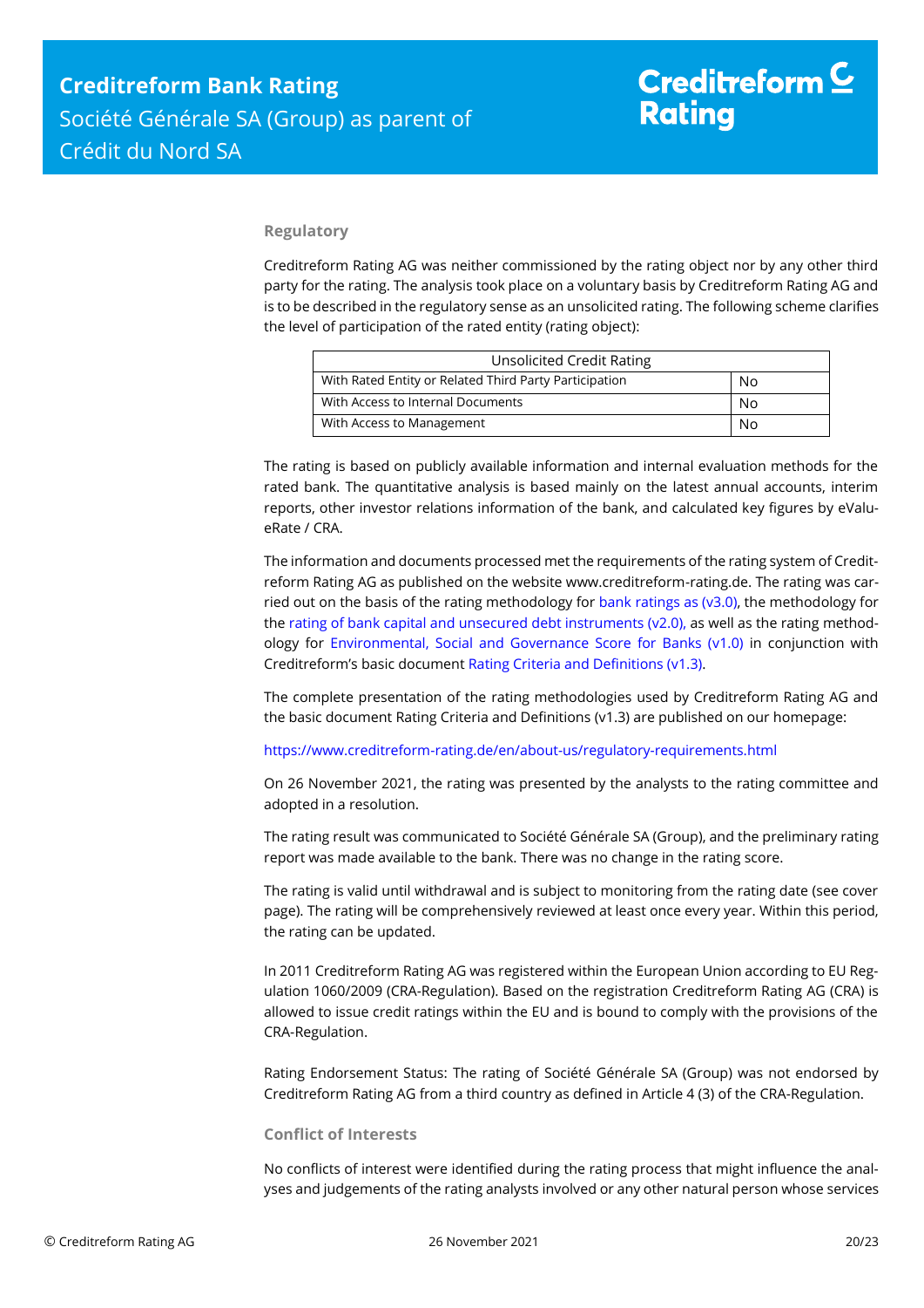## Regulatory

Creditreform Rating AG was neither commissioned by the rating object nor by any other third party for the rating. The analysis took place on a voluntary basis by Creditreform Rating AG and is to be described in the regulatory sense as an unsolicited rating. The following scheme clarifies the level of participation of the rated entity (rating object):

| Unsolicited Credit Rating | |
|---|---|
| With Rated Entity or Related Third Party Participation | No |
| With Access to Internal Documents | No |
| With Access to Management | No |

The rating is based on publicly available information and internal evaluation methods for the rated bank. The quantitative analysis is based mainly on the latest annual accounts, interim reports, other investor relations information of the bank, and calculated key figures by eValueRate / CRA.

The information and documents processed met the requirements of the rating system of Creditreform Rating AG as published on the website www.creditreform-rating.de. The rating was carried out on the basis of the rating methodology for bank ratings as (v3.0), the methodology for the rating of bank capital and unsecured debt instruments (v2.0), as well as the rating methodology for Environmental, Social and Governance Score for Banks (v1.0) in conjunction with Creditreform's basic document Rating Criteria and Definitions (v1.3).

The complete presentation of the rating methodologies used by Creditreform Rating AG and the basic document Rating Criteria and Definitions (v1.3) are published on our homepage:

https://www.creditreform-rating.de/en/about-us/regulatory-requirements.html

On 26 November 2021, the rating was presented by the analysts to the rating committee and adopted in a resolution.

The rating result was communicated to Société Générale SA (Group), and the preliminary rating report was made available to the bank. There was no change in the rating score.

The rating is valid until withdrawal and is subject to monitoring from the rating date (see cover page). The rating will be comprehensively reviewed at least once every year. Within this period, the rating can be updated.

In 2011 Creditreform Rating AG was registered within the European Union according to EU Regulation 1060/2009 (CRA-Regulation). Based on the registration Creditreform Rating AG (CRA) is allowed to issue credit ratings within the EU and is bound to comply with the provisions of the CRA-Regulation.

Rating Endorsement Status: The rating of Société Générale SA (Group) was not endorsed by Creditreform Rating AG from a third country as defined in Article 4 (3) of the CRA-Regulation.

## Conflict of Interests

No conflicts of interest were identified during the rating process that might influence the analyses and judgements of the rating analysts involved or any other natural person whose services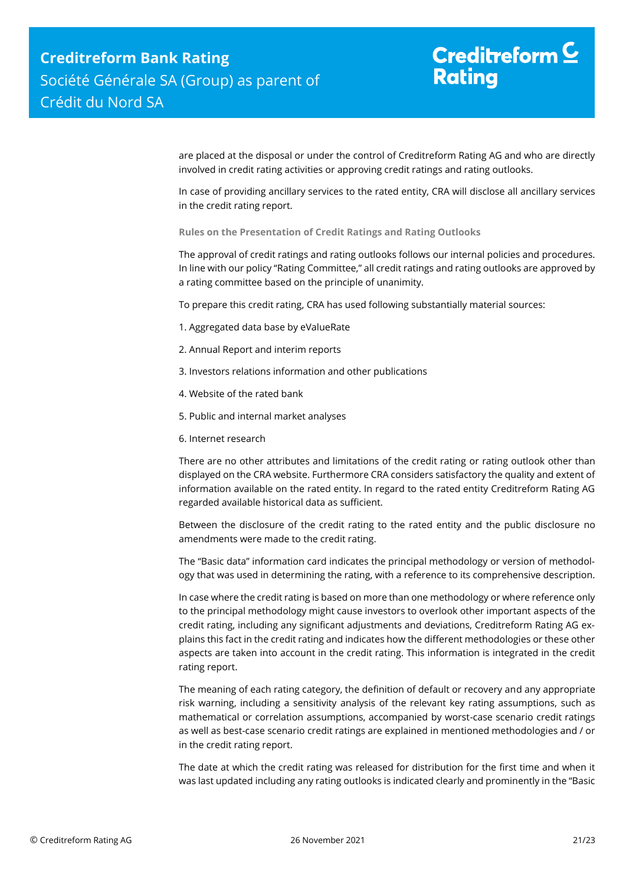are placed at the disposal or under the control of Creditreform Rating AG and who are directly involved in credit rating activities or approving credit ratings and rating outlooks.

In case of providing ancillary services to the rated entity, CRA will disclose all ancillary services in the credit rating report.

### Rules on the Presentation of Credit Ratings and Rating Outlooks

The approval of credit ratings and rating outlooks follows our internal policies and procedures. In line with our policy "Rating Committee," all credit ratings and rating outlooks are approved by a rating committee based on the principle of unanimity.

To prepare this credit rating, CRA has used following substantially material sources:

1. Aggregated data base by eValueRate
2. Annual Report and interim reports
3. Investors relations information and other publications
4. Website of the rated bank
5. Public and internal market analyses
6. Internet research

There are no other attributes and limitations of the credit rating or rating outlook other than displayed on the CRA website. Furthermore CRA considers satisfactory the quality and extent of information available on the rated entity. In regard to the rated entity Creditreform Rating AG regarded available historical data as sufficient.

Between the disclosure of the credit rating to the rated entity and the public disclosure no amendments were made to the credit rating.

The "Basic data" information card indicates the principal methodology or version of methodology that was used in determining the rating, with a reference to its comprehensive description.

In case where the credit rating is based on more than one methodology or where reference only to the principal methodology might cause investors to overlook other important aspects of the credit rating, including any significant adjustments and deviations, Creditreform Rating AG explains this fact in the credit rating and indicates how the different methodologies or these other aspects are taken into account in the credit rating. This information is integrated in the credit rating report.

The meaning of each rating category, the definition of default or recovery and any appropriate risk warning, including a sensitivity analysis of the relevant key rating assumptions, such as mathematical or correlation assumptions, accompanied by worst-case scenario credit ratings as well as best-case scenario credit ratings are explained in mentioned methodologies and / or in the credit rating report.

The date at which the credit rating was released for distribution for the first time and when it was last updated including any rating outlooks is indicated clearly and prominently in the "Basic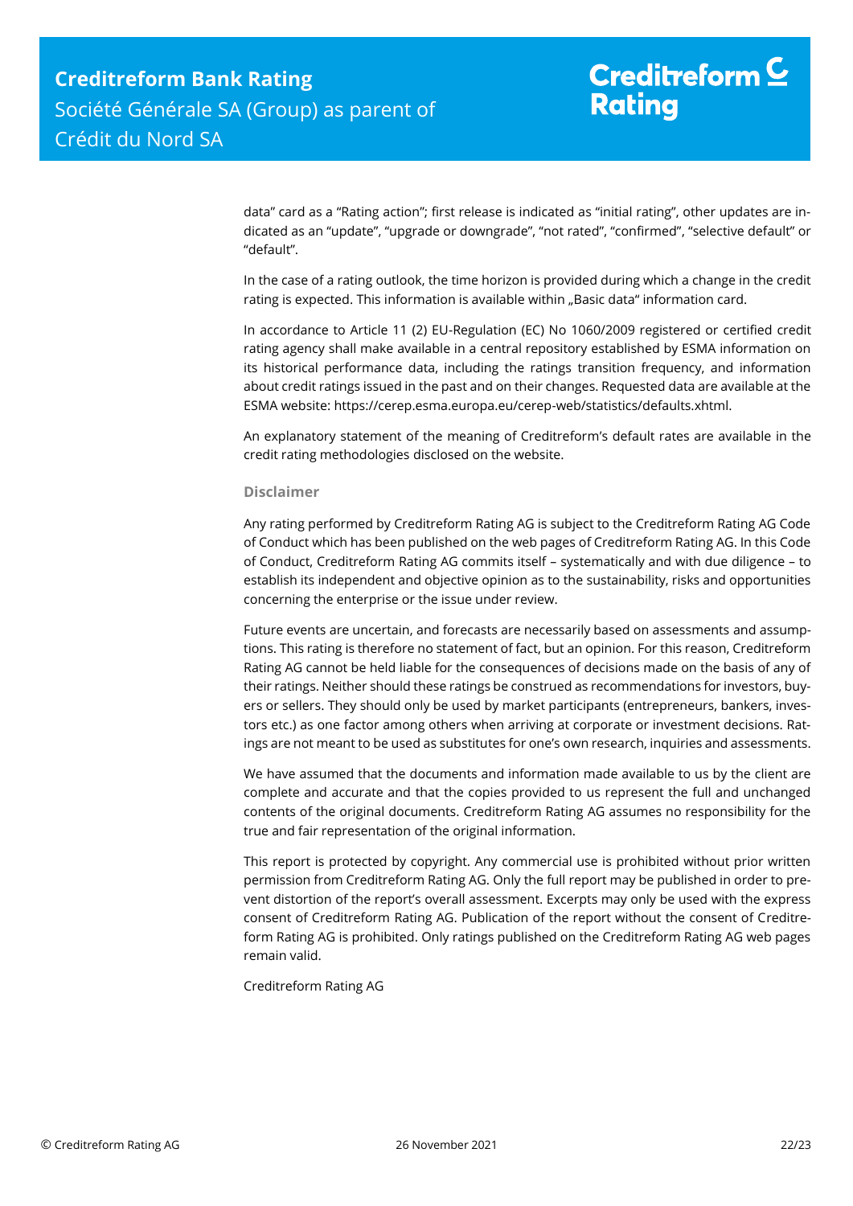data" card as a "Rating action"; first release is indicated as "initial rating", other updates are indicated as an "update", "upgrade or downgrade", "not rated", "confirmed", "selective default" or "default".

In the case of a rating outlook, the time horizon is provided during which a change in the credit rating is expected. This information is available within „Basic data" information card.

In accordance to Article 11 (2) EU-Regulation (EC) No 1060/2009 registered or certified credit rating agency shall make available in a central repository established by ESMA information on its historical performance data, including the ratings transition frequency, and information about credit ratings issued in the past and on their changes. Requested data are available at the ESMA website: https://cerep.esma.europa.eu/cerep-web/statistics/defaults.xhtml.

An explanatory statement of the meaning of Creditreform's default rates are available in the credit rating methodologies disclosed on the website.

### Disclaimer

Any rating performed by Creditreform Rating AG is subject to the Creditreform Rating AG Code of Conduct which has been published on the web pages of Creditreform Rating AG. In this Code of Conduct, Creditreform Rating AG commits itself – systematically and with due diligence – to establish its independent and objective opinion as to the sustainability, risks and opportunities concerning the enterprise or the issue under review.

Future events are uncertain, and forecasts are necessarily based on assessments and assumptions. This rating is therefore no statement of fact, but an opinion. For this reason, Creditreform Rating AG cannot be held liable for the consequences of decisions made on the basis of any of their ratings. Neither should these ratings be construed as recommendations for investors, buyers or sellers. They should only be used by market participants (entrepreneurs, bankers, investors etc.) as one factor among others when arriving at corporate or investment decisions. Ratings are not meant to be used as substitutes for one's own research, inquiries and assessments.

We have assumed that the documents and information made available to us by the client are complete and accurate and that the copies provided to us represent the full and unchanged contents of the original documents. Creditreform Rating AG assumes no responsibility for the true and fair representation of the original information.

This report is protected by copyright. Any commercial use is prohibited without prior written permission from Creditreform Rating AG. Only the full report may be published in order to prevent distortion of the report's overall assessment. Excerpts may only be used with the express consent of Creditreform Rating AG. Publication of the report without the consent of Creditreform Rating AG is prohibited. Only ratings published on the Creditreform Rating AG web pages remain valid.

Creditreform Rating AG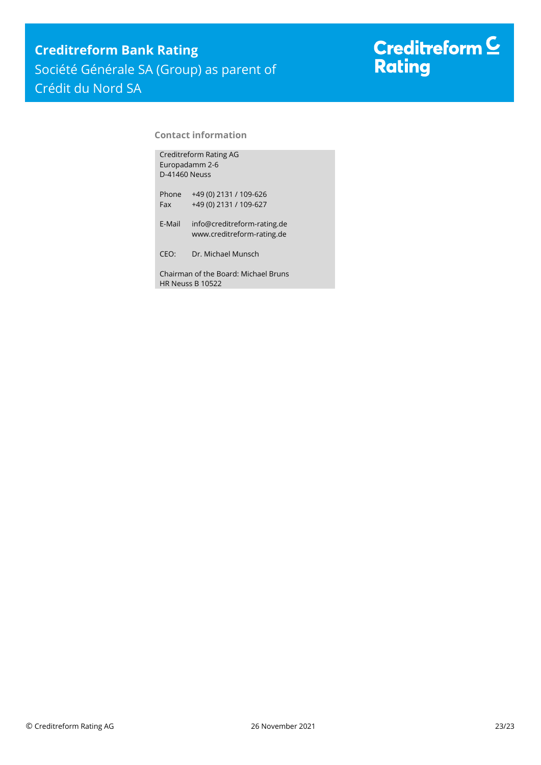### Contact information

Creditreform Rating AG
Europadamm 2-6
D-41460 Neuss

Phone +49 (0) 2131 / 109-626
Fax +49 (0) 2131 / 109-627

E-Mail info@creditreform-rating.de
www.creditreform-rating.de

CEO: Dr. Michael Munsch

Chairman of the Board: Michael Bruns
HR Neuss B 10522